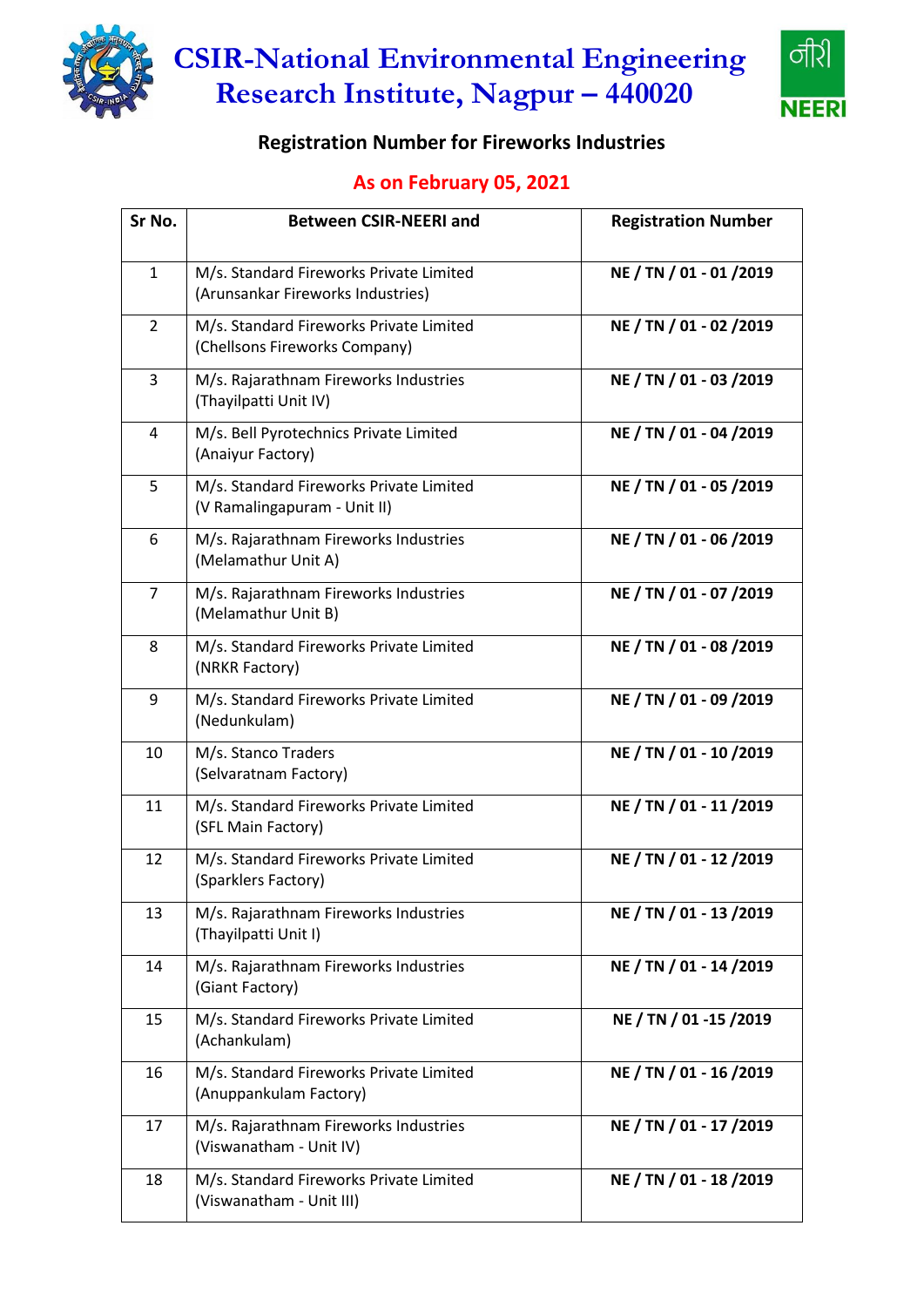# CSIR-National Environmental Engineering Research Institute, Nagpur – 440020

नीरी NEERI

## Registration Number for Fireworks Industries

### As on February 05, 2021

| Sr No. | Between CSIR-NEERI and | Registration Number |
|---|---|---|
| 1 | M/s. Standard Fireworks Private Limited (Arunsankar Fireworks Industries) | **NE / TN / 01 - 01 /2019** |
| 2 | M/s. Standard Fireworks Private Limited (Chellsons Fireworks Company) | **NE / TN / 01 - 02 /2019** |
| 3 | M/s. Rajarathnam Fireworks Industries (Thayilpatti Unit IV) | **NE / TN / 01 - 03 /2019** |
| 4 | M/s. Bell Pyrotechnics Private Limited (Anaiyur Factory) | **NE / TN / 01 - 04 /2019** |
| 5 | M/s. Standard Fireworks Private Limited (V Ramalingapuram - Unit II) | **NE / TN / 01 - 05 /2019** |
| 6 | M/s. Rajarathnam Fireworks Industries (Melamathur Unit A) | **NE / TN / 01 - 06 /2019** |
| 7 | M/s. Rajarathnam Fireworks Industries (Melamathur Unit B) | **NE / TN / 01 - 07 /2019** |
| 8 | M/s. Standard Fireworks Private Limited (NRKR Factory) | **NE / TN / 01 - 08 /2019** |
| 9 | M/s. Standard Fireworks Private Limited (Nedunkulam) | **NE / TN / 01 - 09 /2019** |
| 10 | M/s. Stanco Traders (Selvaratnam Factory) | **NE / TN / 01 - 10 /2019** |
| 11 | M/s. Standard Fireworks Private Limited (SFL Main Factory) | **NE / TN / 01 - 11 /2019** |
| 12 | M/s. Standard Fireworks Private Limited (Sparklers Factory) | **NE / TN / 01 - 12 /2019** |
| 13 | M/s. Rajarathnam Fireworks Industries (Thayilpatti Unit I) | **NE / TN / 01 - 13 /2019** |
| 14 | M/s. Rajarathnam Fireworks Industries (Giant Factory) | **NE / TN / 01 - 14 /2019** |
| 15 | M/s. Standard Fireworks Private Limited (Achankulam) | **NE / TN / 01 -15 /2019** |
| 16 | M/s. Standard Fireworks Private Limited (Anuppankulam Factory) | **NE / TN / 01 - 16 /2019** |
| 17 | M/s. Rajarathnam Fireworks Industries (Viswanatham - Unit IV) | **NE / TN / 01 - 17 /2019** |
| 18 | M/s. Standard Fireworks Private Limited (Viswanatham - Unit III) | **NE / TN / 01 - 18 /2019** |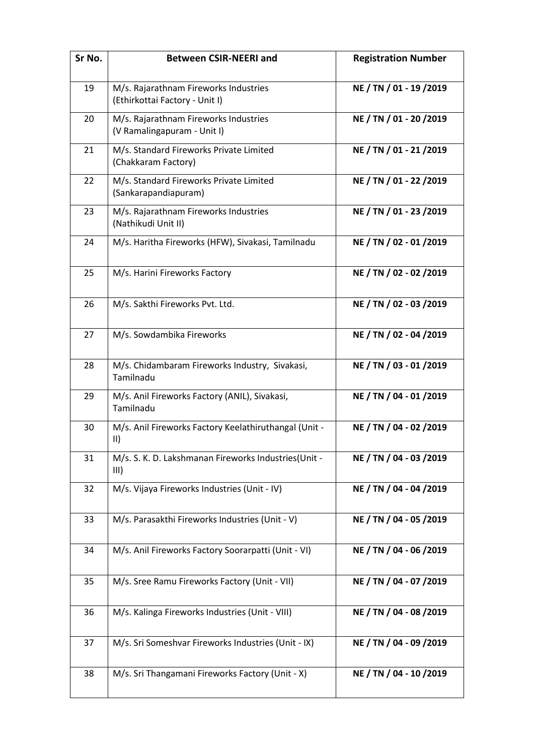| Sr No. | Between CSIR-NEERI and | Registration Number |
|---|---|---|
| 19 | M/s. Rajarathnam Fireworks Industries (Ethirkottai Factory - Unit I) | **NE / TN / 01 - 19 /2019** |
| 20 | M/s. Rajarathnam Fireworks Industries (V Ramalingapuram - Unit I) | **NE / TN / 01 - 20 /2019** |
| 21 | M/s. Standard Fireworks Private Limited (Chakkaram Factory) | **NE / TN / 01 - 21 /2019** |
| 22 | M/s. Standard Fireworks Private Limited (Sankarapandiapuram) | **NE / TN / 01 - 22 /2019** |
| 23 | M/s. Rajarathnam Fireworks Industries (Nathikudi Unit II) | **NE / TN / 01 - 23 /2019** |
| 24 | M/s. Haritha Fireworks (HFW), Sivakasi, Tamilnadu | **NE / TN / 02 - 01 /2019** |
| 25 | M/s. Harini Fireworks Factory | **NE / TN / 02 - 02 /2019** |
| 26 | M/s. Sakthi Fireworks Pvt. Ltd. | **NE / TN / 02 - 03 /2019** |
| 27 | M/s. Sowdambika Fireworks | **NE / TN / 02 - 04 /2019** |
| 28 | M/s. Chidambaram Fireworks Industry, Sivakasi, Tamilnadu | **NE / TN / 03 - 01 /2019** |
| 29 | M/s. Anil Fireworks Factory (ANIL), Sivakasi, Tamilnadu | **NE / TN / 04 - 01 /2019** |
| 30 | M/s. Anil Fireworks Factory Keelathiruthangal (Unit - II) | **NE / TN / 04 - 02 /2019** |
| 31 | M/s. S. K. D. Lakshmanan Fireworks Industries(Unit - III) | **NE / TN / 04 - 03 /2019** |
| 32 | M/s. Vijaya Fireworks Industries (Unit - IV) | **NE / TN / 04 - 04 /2019** |
| 33 | M/s. Parasakthi Fireworks Industries (Unit - V) | **NE / TN / 04 - 05 /2019** |
| 34 | M/s. Anil Fireworks Factory Soorarpatti (Unit - VI) | **NE / TN / 04 - 06 /2019** |
| 35 | M/s. Sree Ramu Fireworks Factory (Unit - VII) | **NE / TN / 04 - 07 /2019** |
| 36 | M/s. Kalinga Fireworks Industries (Unit - VIII) | **NE / TN / 04 - 08 /2019** |
| 37 | M/s. Sri Someshvar Fireworks Industries (Unit - IX) | **NE / TN / 04 - 09 /2019** |
| 38 | M/s. Sri Thangamani Fireworks Factory (Unit - X) | **NE / TN / 04 - 10 /2019** |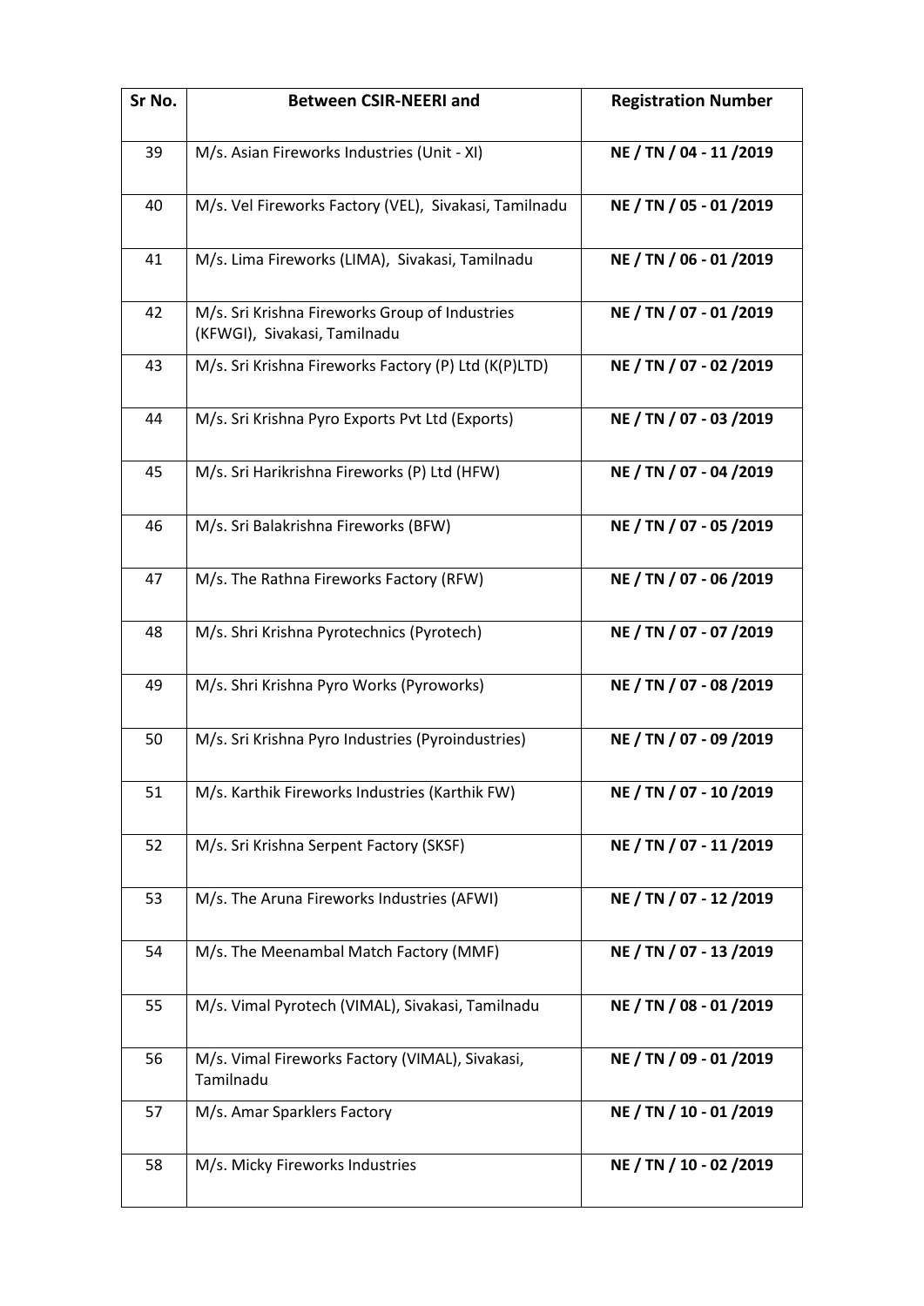| Sr No. | Between CSIR-NEERI and | Registration Number |
|---|---|---|
| 39 | M/s. Asian Fireworks Industries (Unit - XI) | **NE / TN / 04 - 11 /2019** |
| 40 | M/s. Vel Fireworks Factory (VEL), Sivakasi, Tamilnadu | **NE / TN / 05 - 01 /2019** |
| 41 | M/s. Lima Fireworks (LIMA), Sivakasi, Tamilnadu | **NE / TN / 06 - 01 /2019** |
| 42 | M/s. Sri Krishna Fireworks Group of Industries (KFWGI), Sivakasi, Tamilnadu | **NE / TN / 07 - 01 /2019** |
| 43 | M/s. Sri Krishna Fireworks Factory (P) Ltd (K(P)LTD) | **NE / TN / 07 - 02 /2019** |
| 44 | M/s. Sri Krishna Pyro Exports Pvt Ltd (Exports) | **NE / TN / 07 - 03 /2019** |
| 45 | M/s. Sri Harikrishna Fireworks (P) Ltd (HFW) | **NE / TN / 07 - 04 /2019** |
| 46 | M/s. Sri Balakrishna Fireworks (BFW) | **NE / TN / 07 - 05 /2019** |
| 47 | M/s. The Rathna Fireworks Factory (RFW) | **NE / TN / 07 - 06 /2019** |
| 48 | M/s. Shri Krishna Pyrotechnics (Pyrotech) | **NE / TN / 07 - 07 /2019** |
| 49 | M/s. Shri Krishna Pyro Works (Pyroworks) | **NE / TN / 07 - 08 /2019** |
| 50 | M/s. Sri Krishna Pyro Industries (Pyroindustries) | **NE / TN / 07 - 09 /2019** |
| 51 | M/s. Karthik Fireworks Industries (Karthik FW) | **NE / TN / 07 - 10 /2019** |
| 52 | M/s. Sri Krishna Serpent Factory (SKSF) | **NE / TN / 07 - 11 /2019** |
| 53 | M/s. The Aruna Fireworks Industries (AFWI) | **NE / TN / 07 - 12 /2019** |
| 54 | M/s. The Meenambal Match Factory (MMF) | **NE / TN / 07 - 13 /2019** |
| 55 | M/s. Vimal Pyrotech (VIMAL), Sivakasi, Tamilnadu | **NE / TN / 08 - 01 /2019** |
| 56 | M/s. Vimal Fireworks Factory (VIMAL), Sivakasi, Tamilnadu | **NE / TN / 09 - 01 /2019** |
| 57 | M/s. Amar Sparklers Factory | **NE / TN / 10 - 01 /2019** |
| 58 | M/s. Micky Fireworks Industries | **NE / TN / 10 - 02 /2019** |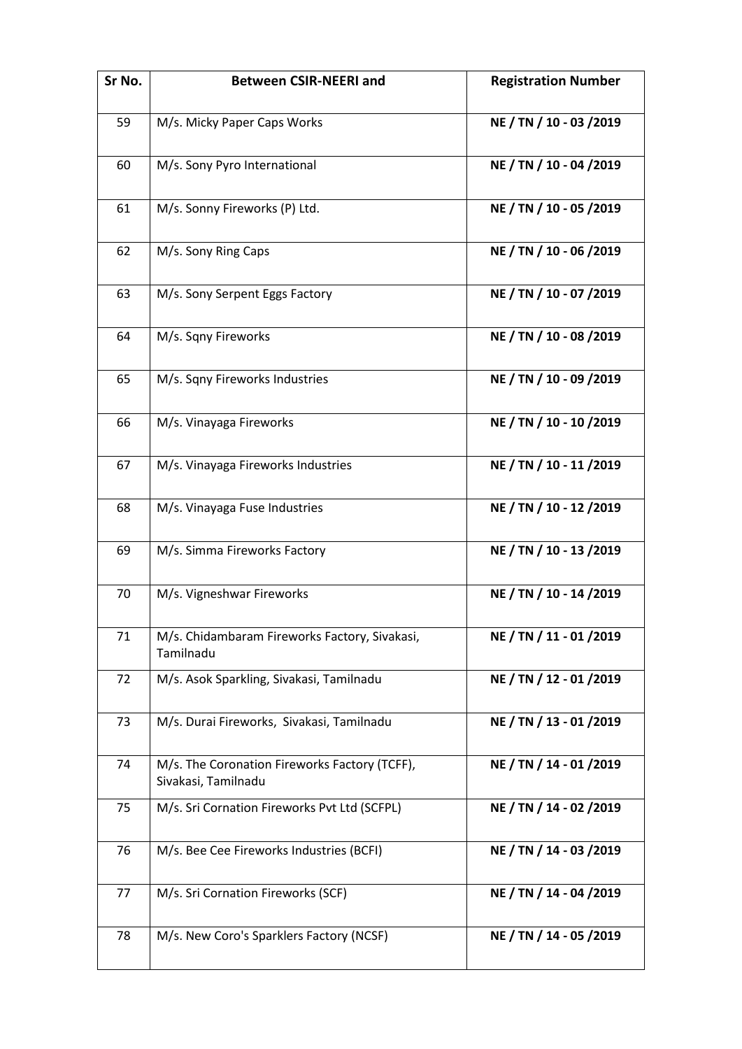| Sr No. | Between CSIR-NEERI and | Registration Number |
|---|---|---|
| 59 | M/s. Micky Paper Caps Works | **NE / TN / 10 - 03 /2019** |
| 60 | M/s. Sony Pyro International | **NE / TN / 10 - 04 /2019** |
| 61 | M/s. Sonny Fireworks (P) Ltd. | **NE / TN / 10 - 05 /2019** |
| 62 | M/s. Sony Ring Caps | **NE / TN / 10 - 06 /2019** |
| 63 | M/s. Sony Serpent Eggs Factory | **NE / TN / 10 - 07 /2019** |
| 64 | M/s. Sqny Fireworks | **NE / TN / 10 - 08 /2019** |
| 65 | M/s. Sqny Fireworks Industries | **NE / TN / 10 - 09 /2019** |
| 66 | M/s. Vinayaga Fireworks | **NE / TN / 10 - 10 /2019** |
| 67 | M/s. Vinayaga Fireworks Industries | **NE / TN / 10 - 11 /2019** |
| 68 | M/s. Vinayaga Fuse Industries | **NE / TN / 10 - 12 /2019** |
| 69 | M/s. Simma Fireworks Factory | **NE / TN / 10 - 13 /2019** |
| 70 | M/s. Vigneshwar Fireworks | **NE / TN / 10 - 14 /2019** |
| 71 | M/s. Chidambaram Fireworks Factory, Sivakasi, Tamilnadu | **NE / TN / 11 - 01 /2019** |
| 72 | M/s. Asok Sparkling, Sivakasi, Tamilnadu | **NE / TN / 12 - 01 /2019** |
| 73 | M/s. Durai Fireworks, Sivakasi, Tamilnadu | **NE / TN / 13 - 01 /2019** |
| 74 | M/s. The Coronation Fireworks Factory (TCFF), Sivakasi, Tamilnadu | **NE / TN / 14 - 01 /2019** |
| 75 | M/s. Sri Cornation Fireworks Pvt Ltd (SCFPL) | **NE / TN / 14 - 02 /2019** |
| 76 | M/s. Bee Cee Fireworks Industries (BCFI) | **NE / TN / 14 - 03 /2019** |
| 77 | M/s. Sri Cornation Fireworks (SCF) | **NE / TN / 14 - 04 /2019** |
| 78 | M/s. New Coro's Sparklers Factory (NCSF) | **NE / TN / 14 - 05 /2019** |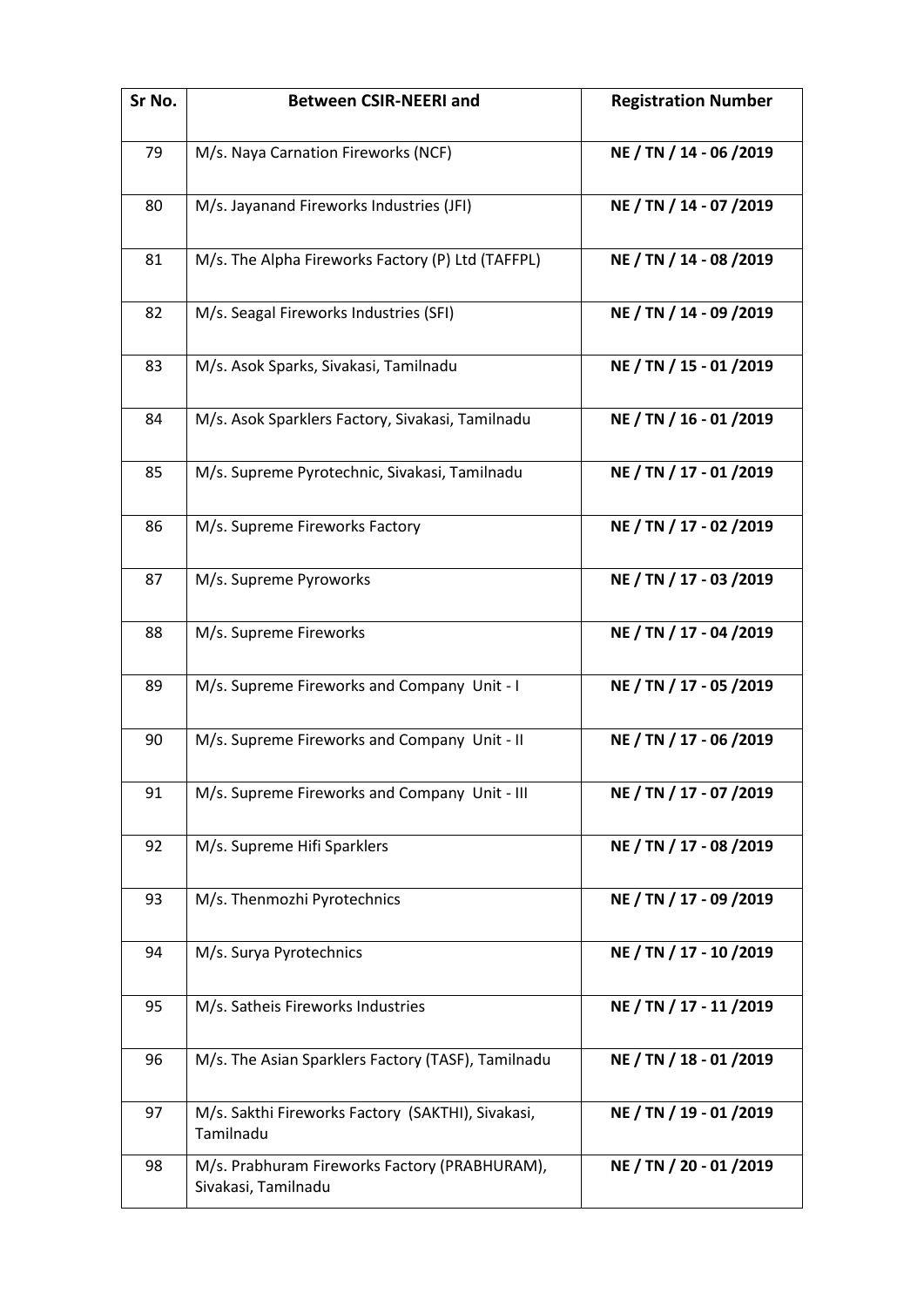| Sr No. | Between CSIR-NEERI and | Registration Number |
|---|---|---|
| 79 | M/s. Naya Carnation Fireworks (NCF) | **NE / TN / 14 - 06 /2019** |
| 80 | M/s. Jayanand Fireworks Industries (JFI) | **NE / TN / 14 - 07 /2019** |
| 81 | M/s. The Alpha Fireworks Factory (P) Ltd (TAFFPL) | **NE / TN / 14 - 08 /2019** |
| 82 | M/s. Seagal Fireworks Industries (SFI) | **NE / TN / 14 - 09 /2019** |
| 83 | M/s. Asok Sparks, Sivakasi, Tamilnadu | **NE / TN / 15 - 01 /2019** |
| 84 | M/s. Asok Sparklers Factory, Sivakasi, Tamilnadu | **NE / TN / 16 - 01 /2019** |
| 85 | M/s. Supreme Pyrotechnic, Sivakasi, Tamilnadu | **NE / TN / 17 - 01 /2019** |
| 86 | M/s. Supreme Fireworks Factory | **NE / TN / 17 - 02 /2019** |
| 87 | M/s. Supreme Pyroworks | **NE / TN / 17 - 03 /2019** |
| 88 | M/s. Supreme Fireworks | **NE / TN / 17 - 04 /2019** |
| 89 | M/s. Supreme Fireworks and Company Unit - I | **NE / TN / 17 - 05 /2019** |
| 90 | M/s. Supreme Fireworks and Company Unit - II | **NE / TN / 17 - 06 /2019** |
| 91 | M/s. Supreme Fireworks and Company Unit - III | **NE / TN / 17 - 07 /2019** |
| 92 | M/s. Supreme Hifi Sparklers | **NE / TN / 17 - 08 /2019** |
| 93 | M/s. Thenmozhi Pyrotechnics | **NE / TN / 17 - 09 /2019** |
| 94 | M/s. Surya Pyrotechnics | **NE / TN / 17 - 10 /2019** |
| 95 | M/s. Satheis Fireworks Industries | **NE / TN / 17 - 11 /2019** |
| 96 | M/s. The Asian Sparklers Factory (TASF), Tamilnadu | **NE / TN / 18 - 01 /2019** |
| 97 | M/s. Sakthi Fireworks Factory (SAKTHI), Sivakasi, Tamilnadu | **NE / TN / 19 - 01 /2019** |
| 98 | M/s. Prabhuram Fireworks Factory (PRABHURAM), Sivakasi, Tamilnadu | **NE / TN / 20 - 01 /2019** |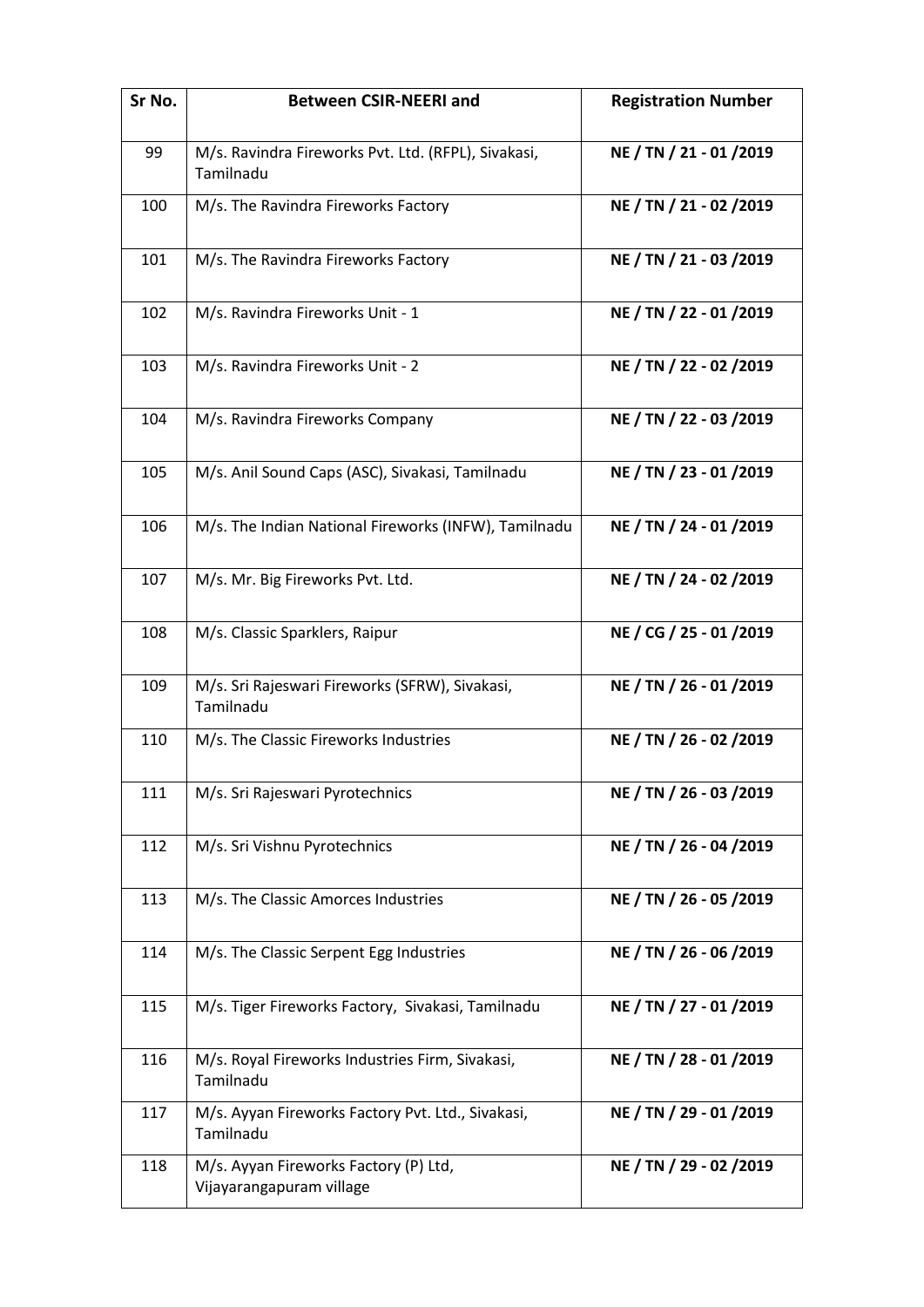| Sr No. | Between CSIR-NEERI and | Registration Number |
|---|---|---|
| 99 | M/s. Ravindra Fireworks Pvt. Ltd. (RFPL), Sivakasi, Tamilnadu | **NE / TN / 21 - 01 /2019** |
| 100 | M/s. The Ravindra Fireworks Factory | **NE / TN / 21 - 02 /2019** |
| 101 | M/s. The Ravindra Fireworks Factory | **NE / TN / 21 - 03 /2019** |
| 102 | M/s. Ravindra Fireworks Unit - 1 | **NE / TN / 22 - 01 /2019** |
| 103 | M/s. Ravindra Fireworks Unit - 2 | **NE / TN / 22 - 02 /2019** |
| 104 | M/s. Ravindra Fireworks Company | **NE / TN / 22 - 03 /2019** |
| 105 | M/s. Anil Sound Caps (ASC), Sivakasi, Tamilnadu | **NE / TN / 23 - 01 /2019** |
| 106 | M/s. The Indian National Fireworks (INFW), Tamilnadu | **NE / TN / 24 - 01 /2019** |
| 107 | M/s. Mr. Big Fireworks Pvt. Ltd. | **NE / TN / 24 - 02 /2019** |
| 108 | M/s. Classic Sparklers, Raipur | **NE / CG / 25 - 01 /2019** |
| 109 | M/s. Sri Rajeswari Fireworks (SFRW), Sivakasi, Tamilnadu | **NE / TN / 26 - 01 /2019** |
| 110 | M/s. The Classic Fireworks Industries | **NE / TN / 26 - 02 /2019** |
| 111 | M/s. Sri Rajeswari Pyrotechnics | **NE / TN / 26 - 03 /2019** |
| 112 | M/s. Sri Vishnu Pyrotechnics | **NE / TN / 26 - 04 /2019** |
| 113 | M/s. The Classic Amorces Industries | **NE / TN / 26 - 05 /2019** |
| 114 | M/s. The Classic Serpent Egg Industries | **NE / TN / 26 - 06 /2019** |
| 115 | M/s. Tiger Fireworks Factory, Sivakasi, Tamilnadu | **NE / TN / 27 - 01 /2019** |
| 116 | M/s. Royal Fireworks Industries Firm, Sivakasi, Tamilnadu | **NE / TN / 28 - 01 /2019** |
| 117 | M/s. Ayyan Fireworks Factory Pvt. Ltd., Sivakasi, Tamilnadu | **NE / TN / 29 - 01 /2019** |
| 118 | M/s. Ayyan Fireworks Factory (P) Ltd, Vijayarangapuram village | **NE / TN / 29 - 02 /2019** |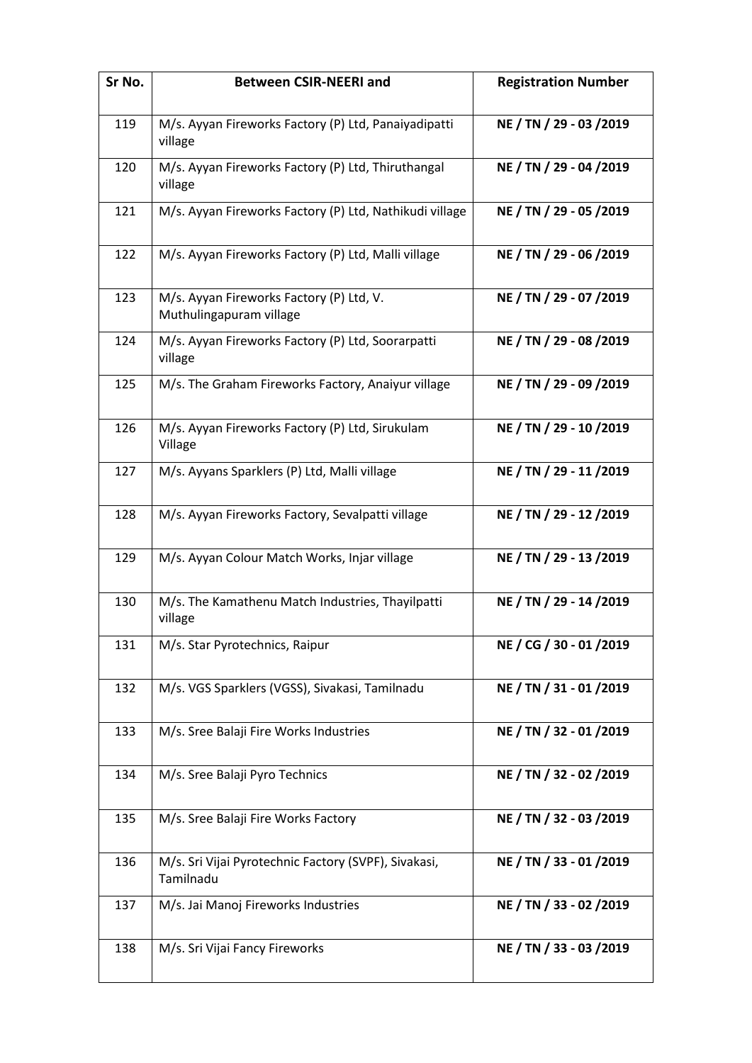| Sr No. | Between CSIR-NEERI and | Registration Number |
|---|---|---|
| 119 | M/s. Ayyan Fireworks Factory (P) Ltd, Panaiyadipatti village | **NE / TN / 29 - 03 /2019** |
| 120 | M/s. Ayyan Fireworks Factory (P) Ltd, Thiruthangal village | **NE / TN / 29 - 04 /2019** |
| 121 | M/s. Ayyan Fireworks Factory (P) Ltd, Nathikudi village | **NE / TN / 29 - 05 /2019** |
| 122 | M/s. Ayyan Fireworks Factory (P) Ltd, Malli village | **NE / TN / 29 - 06 /2019** |
| 123 | M/s. Ayyan Fireworks Factory (P) Ltd, V. Muthulingapuram village | **NE / TN / 29 - 07 /2019** |
| 124 | M/s. Ayyan Fireworks Factory (P) Ltd, Soorarpatti village | **NE / TN / 29 - 08 /2019** |
| 125 | M/s. The Graham Fireworks Factory, Anaiyur village | **NE / TN / 29 - 09 /2019** |
| 126 | M/s. Ayyan Fireworks Factory (P) Ltd, Sirukulam Village | **NE / TN / 29 - 10 /2019** |
| 127 | M/s. Ayyans Sparklers (P) Ltd, Malli village | **NE / TN / 29 - 11 /2019** |
| 128 | M/s. Ayyan Fireworks Factory, Sevalpatti village | **NE / TN / 29 - 12 /2019** |
| 129 | M/s. Ayyan Colour Match Works, Injar village | **NE / TN / 29 - 13 /2019** |
| 130 | M/s. The Kamathenu Match Industries, Thayilpatti village | **NE / TN / 29 - 14 /2019** |
| 131 | M/s. Star Pyrotechnics, Raipur | **NE / CG / 30 - 01 /2019** |
| 132 | M/s. VGS Sparklers (VGSS), Sivakasi, Tamilnadu | **NE / TN / 31 - 01 /2019** |
| 133 | M/s. Sree Balaji Fire Works Industries | **NE / TN / 32 - 01 /2019** |
| 134 | M/s. Sree Balaji Pyro Technics | **NE / TN / 32 - 02 /2019** |
| 135 | M/s. Sree Balaji Fire Works Factory | **NE / TN / 32 - 03 /2019** |
| 136 | M/s. Sri Vijai Pyrotechnic Factory (SVPF), Sivakasi, Tamilnadu | **NE / TN / 33 - 01 /2019** |
| 137 | M/s. Jai Manoj Fireworks Industries | **NE / TN / 33 - 02 /2019** |
| 138 | M/s. Sri Vijai Fancy Fireworks | **NE / TN / 33 - 03 /2019** |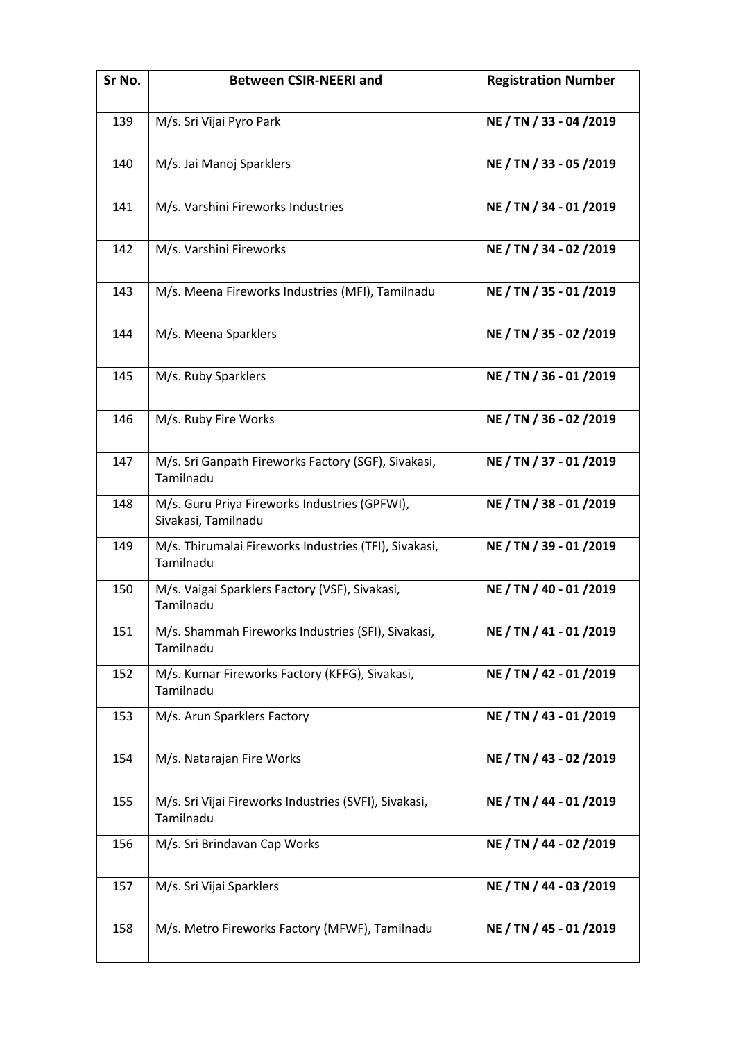| Sr No. | Between CSIR-NEERI and | Registration Number |
|---|---|---|
| 139 | M/s. Sri Vijai Pyro Park | **NE / TN / 33 - 04 /2019** |
| 140 | M/s. Jai Manoj Sparklers | **NE / TN / 33 - 05 /2019** |
| 141 | M/s. Varshini Fireworks Industries | **NE / TN / 34 - 01 /2019** |
| 142 | M/s. Varshini Fireworks | **NE / TN / 34 - 02 /2019** |
| 143 | M/s. Meena Fireworks Industries (MFI), Tamilnadu | **NE / TN / 35 - 01 /2019** |
| 144 | M/s. Meena Sparklers | **NE / TN / 35 - 02 /2019** |
| 145 | M/s. Ruby Sparklers | **NE / TN / 36 - 01 /2019** |
| 146 | M/s. Ruby Fire Works | **NE / TN / 36 - 02 /2019** |
| 147 | M/s. Sri Ganpath Fireworks Factory (SGF), Sivakasi, Tamilnadu | **NE / TN / 37 - 01 /2019** |
| 148 | M/s. Guru Priya Fireworks Industries (GPFWI), Sivakasi, Tamilnadu | **NE / TN / 38 - 01 /2019** |
| 149 | M/s. Thirumalai Fireworks Industries (TFI), Sivakasi, Tamilnadu | **NE / TN / 39 - 01 /2019** |
| 150 | M/s. Vaigai Sparklers Factory (VSF), Sivakasi, Tamilnadu | **NE / TN / 40 - 01 /2019** |
| 151 | M/s. Shammah Fireworks Industries (SFI), Sivakasi, Tamilnadu | **NE / TN / 41 - 01 /2019** |
| 152 | M/s. Kumar Fireworks Factory (KFFG), Sivakasi, Tamilnadu | **NE / TN / 42 - 01 /2019** |
| 153 | M/s. Arun Sparklers Factory | **NE / TN / 43 - 01 /2019** |
| 154 | M/s. Natarajan Fire Works | **NE / TN / 43 - 02 /2019** |
| 155 | M/s. Sri Vijai Fireworks Industries (SVFI), Sivakasi, Tamilnadu | **NE / TN / 44 - 01 /2019** |
| 156 | M/s. Sri Brindavan Cap Works | **NE / TN / 44 - 02 /2019** |
| 157 | M/s. Sri Vijai Sparklers | **NE / TN / 44 - 03 /2019** |
| 158 | M/s. Metro Fireworks Factory (MFWF), Tamilnadu | **NE / TN / 45 - 01 /2019** |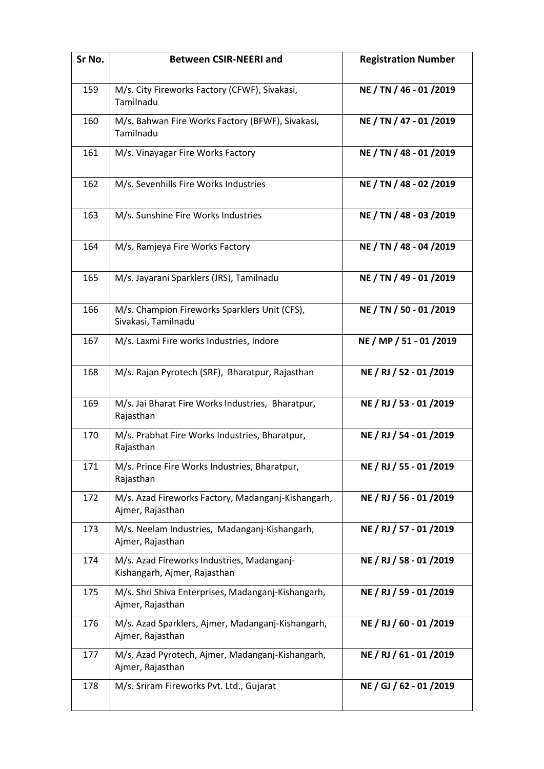| Sr No. | Between CSIR-NEERI and | Registration Number |
|---|---|---|
| 159 | M/s. City Fireworks Factory (CFWF), Sivakasi, Tamilnadu | **NE / TN / 46 - 01 /2019** |
| 160 | M/s. Bahwan Fire Works Factory (BFWF), Sivakasi, Tamilnadu | **NE / TN / 47 - 01 /2019** |
| 161 | M/s. Vinayagar Fire Works Factory | **NE / TN / 48 - 01 /2019** |
| 162 | M/s. Sevenhills Fire Works Industries | **NE / TN / 48 - 02 /2019** |
| 163 | M/s. Sunshine Fire Works Industries | **NE / TN / 48 - 03 /2019** |
| 164 | M/s. Ramjeya Fire Works Factory | **NE / TN / 48 - 04 /2019** |
| 165 | M/s. Jayarani Sparklers (JRS), Tamilnadu | **NE / TN / 49 - 01 /2019** |
| 166 | M/s. Champion Fireworks Sparklers Unit (CFS), Sivakasi, Tamilnadu | **NE / TN / 50 - 01 /2019** |
| 167 | M/s. Laxmi Fire works Industries, Indore | **NE / MP / 51 - 01 /2019** |
| 168 | M/s. Rajan Pyrotech (SRF), Bharatpur, Rajasthan | **NE / RJ / 52 - 01 /2019** |
| 169 | M/s. Jai Bharat Fire Works Industries, Bharatpur, Rajasthan | **NE / RJ / 53 - 01 /2019** |
| 170 | M/s. Prabhat Fire Works Industries, Bharatpur, Rajasthan | **NE / RJ / 54 - 01 /2019** |
| 171 | M/s. Prince Fire Works Industries, Bharatpur, Rajasthan | **NE / RJ / 55 - 01 /2019** |
| 172 | M/s. Azad Fireworks Factory, Madanganj-Kishangarh, Ajmer, Rajasthan | **NE / RJ / 56 - 01 /2019** |
| 173 | M/s. Neelam Industries, Madanganj-Kishangarh, Ajmer, Rajasthan | **NE / RJ / 57 - 01 /2019** |
| 174 | M/s. Azad Fireworks Industries, Madanganj-Kishangarh, Ajmer, Rajasthan | **NE / RJ / 58 - 01 /2019** |
| 175 | M/s. Shri Shiva Enterprises, Madanganj-Kishangarh, Ajmer, Rajasthan | **NE / RJ / 59 - 01 /2019** |
| 176 | M/s. Azad Sparklers, Ajmer, Madanganj-Kishangarh, Ajmer, Rajasthan | **NE / RJ / 60 - 01 /2019** |
| 177 | M/s. Azad Pyrotech, Ajmer, Madanganj-Kishangarh, Ajmer, Rajasthan | **NE / RJ / 61 - 01 /2019** |
| 178 | M/s. Sriram Fireworks Pvt. Ltd., Gujarat | **NE / GJ / 62 - 01 /2019** |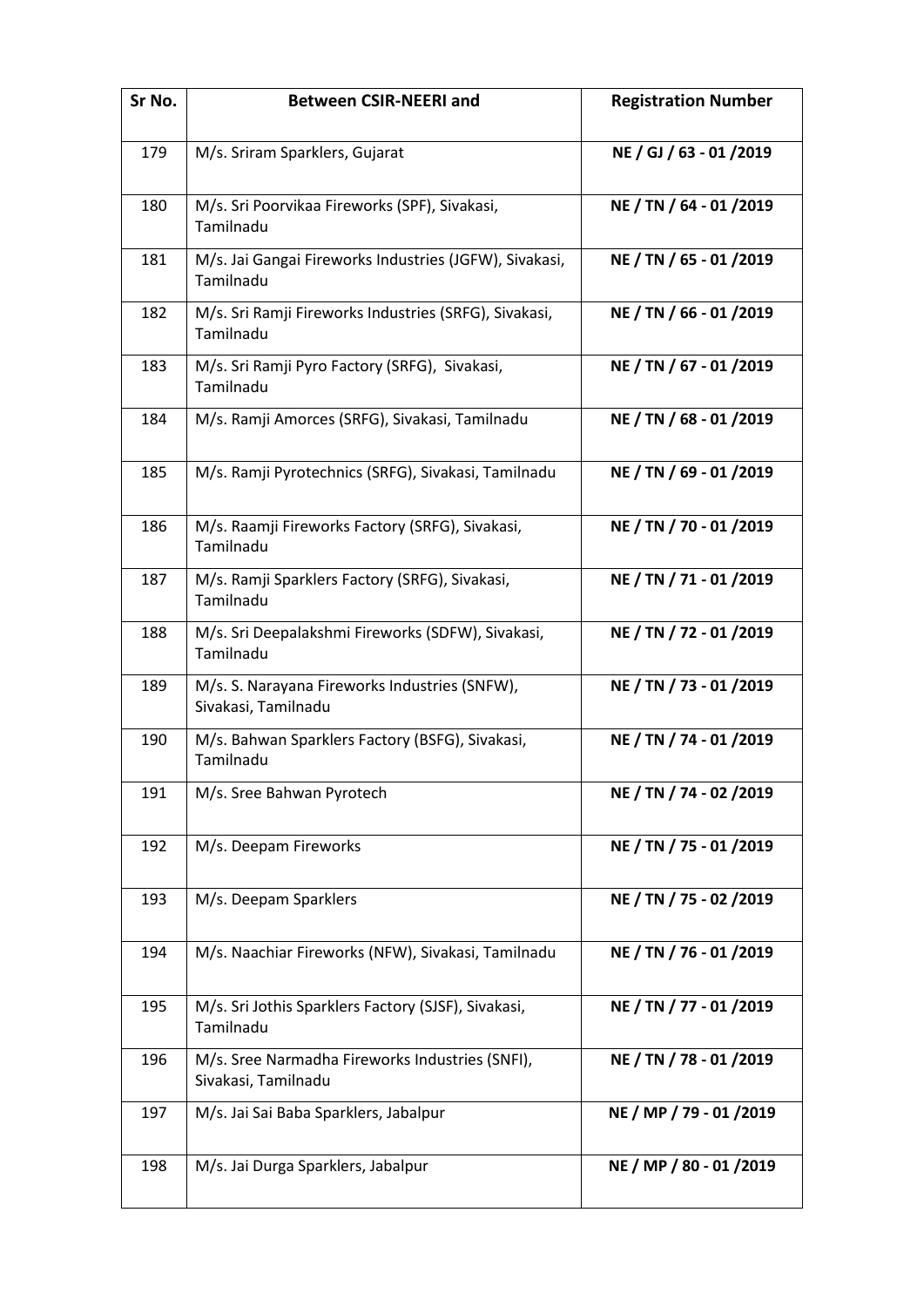| Sr No. | Between CSIR-NEERI and | Registration Number |
|---|---|---|
| 179 | M/s. Sriram Sparklers, Gujarat | **NE / GJ / 63 - 01 /2019** |
| 180 | M/s. Sri Poorvikaa Fireworks (SPF), Sivakasi, Tamilnadu | **NE / TN / 64 - 01 /2019** |
| 181 | M/s. Jai Gangai Fireworks Industries (JGFW), Sivakasi, Tamilnadu | **NE / TN / 65 - 01 /2019** |
| 182 | M/s. Sri Ramji Fireworks Industries (SRFG), Sivakasi, Tamilnadu | **NE / TN / 66 - 01 /2019** |
| 183 | M/s. Sri Ramji Pyro Factory (SRFG), Sivakasi, Tamilnadu | **NE / TN / 67 - 01 /2019** |
| 184 | M/s. Ramji Amorces (SRFG), Sivakasi, Tamilnadu | **NE / TN / 68 - 01 /2019** |
| 185 | M/s. Ramji Pyrotechnics (SRFG), Sivakasi, Tamilnadu | **NE / TN / 69 - 01 /2019** |
| 186 | M/s. Raamji Fireworks Factory (SRFG), Sivakasi, Tamilnadu | **NE / TN / 70 - 01 /2019** |
| 187 | M/s. Ramji Sparklers Factory (SRFG), Sivakasi, Tamilnadu | **NE / TN / 71 - 01 /2019** |
| 188 | M/s. Sri Deepalakshmi Fireworks (SDFW), Sivakasi, Tamilnadu | **NE / TN / 72 - 01 /2019** |
| 189 | M/s. S. Narayana Fireworks Industries (SNFW), Sivakasi, Tamilnadu | **NE / TN / 73 - 01 /2019** |
| 190 | M/s. Bahwan Sparklers Factory (BSFG), Sivakasi, Tamilnadu | **NE / TN / 74 - 01 /2019** |
| 191 | M/s. Sree Bahwan Pyrotech | **NE / TN / 74 - 02 /2019** |
| 192 | M/s. Deepam Fireworks | **NE / TN / 75 - 01 /2019** |
| 193 | M/s. Deepam Sparklers | **NE / TN / 75 - 02 /2019** |
| 194 | M/s. Naachiar Fireworks (NFW), Sivakasi, Tamilnadu | **NE / TN / 76 - 01 /2019** |
| 195 | M/s. Sri Jothis Sparklers Factory (SJSF), Sivakasi, Tamilnadu | **NE / TN / 77 - 01 /2019** |
| 196 | M/s. Sree Narmadha Fireworks Industries (SNFI), Sivakasi, Tamilnadu | **NE / TN / 78 - 01 /2019** |
| 197 | M/s. Jai Sai Baba Sparklers, Jabalpur | **NE / MP / 79 - 01 /2019** |
| 198 | M/s. Jai Durga Sparklers, Jabalpur | **NE / MP / 80 - 01 /2019** |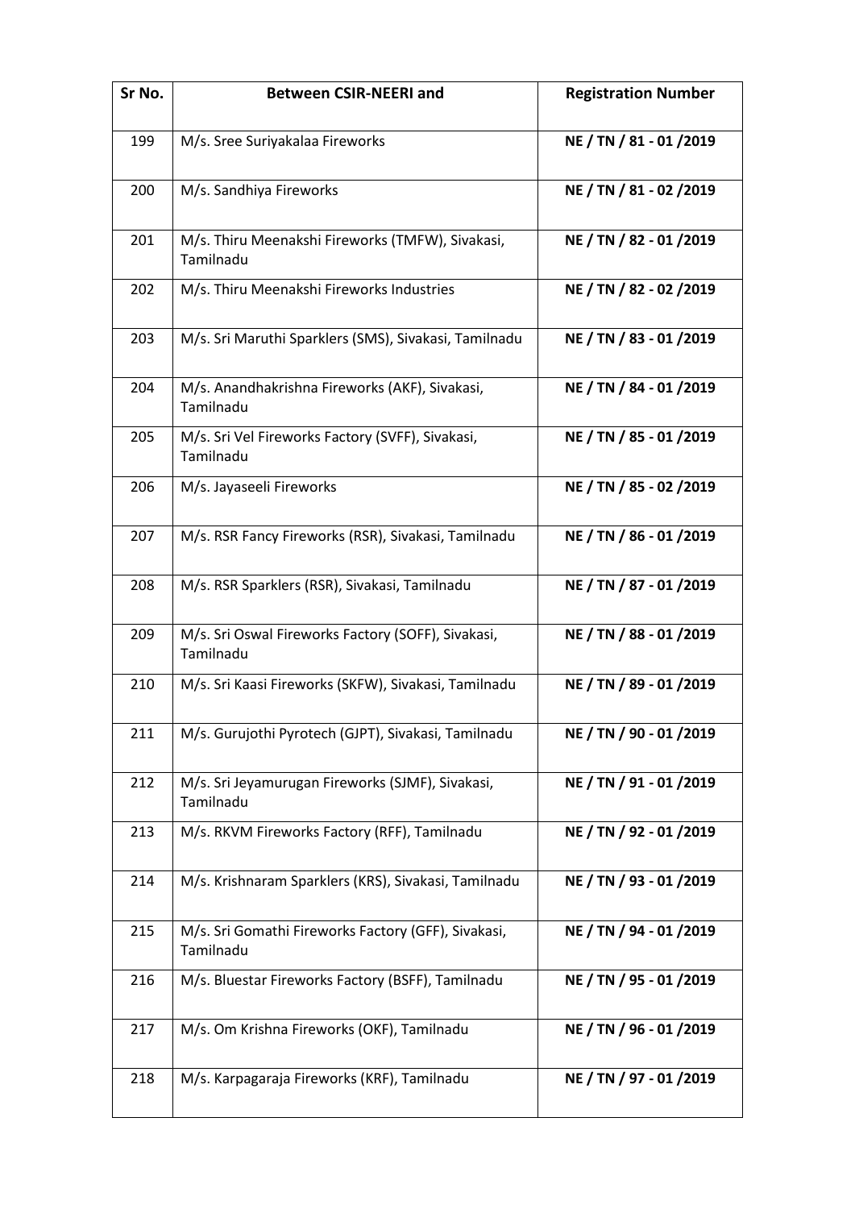| Sr No. | Between CSIR-NEERI and | Registration Number |
|---|---|---|
| 199 | M/s. Sree Suriyakalaa Fireworks | **NE / TN / 81 - 01 /2019** |
| 200 | M/s. Sandhiya Fireworks | **NE / TN / 81 - 02 /2019** |
| 201 | M/s. Thiru Meenakshi Fireworks (TMFW), Sivakasi, Tamilnadu | **NE / TN / 82 - 01 /2019** |
| 202 | M/s. Thiru Meenakshi Fireworks Industries | **NE / TN / 82 - 02 /2019** |
| 203 | M/s. Sri Maruthi Sparklers (SMS), Sivakasi, Tamilnadu | **NE / TN / 83 - 01 /2019** |
| 204 | M/s. Anandhakrishna Fireworks (AKF), Sivakasi, Tamilnadu | **NE / TN / 84 - 01 /2019** |
| 205 | M/s. Sri Vel Fireworks Factory (SVFF), Sivakasi, Tamilnadu | **NE / TN / 85 - 01 /2019** |
| 206 | M/s. Jayaseeli Fireworks | **NE / TN / 85 - 02 /2019** |
| 207 | M/s. RSR Fancy Fireworks (RSR), Sivakasi, Tamilnadu | **NE / TN / 86 - 01 /2019** |
| 208 | M/s. RSR Sparklers (RSR), Sivakasi, Tamilnadu | **NE / TN / 87 - 01 /2019** |
| 209 | M/s. Sri Oswal Fireworks Factory (SOFF), Sivakasi, Tamilnadu | **NE / TN / 88 - 01 /2019** |
| 210 | M/s. Sri Kaasi Fireworks (SKFW), Sivakasi, Tamilnadu | **NE / TN / 89 - 01 /2019** |
| 211 | M/s. Gurujothi Pyrotech (GJPT), Sivakasi, Tamilnadu | **NE / TN / 90 - 01 /2019** |
| 212 | M/s. Sri Jeyamurugan Fireworks (SJMF), Sivakasi, Tamilnadu | **NE / TN / 91 - 01 /2019** |
| 213 | M/s. RKVM Fireworks Factory (RFF), Tamilnadu | **NE / TN / 92 - 01 /2019** |
| 214 | M/s. Krishnaram Sparklers (KRS), Sivakasi, Tamilnadu | **NE / TN / 93 - 01 /2019** |
| 215 | M/s. Sri Gomathi Fireworks Factory (GFF), Sivakasi, Tamilnadu | **NE / TN / 94 - 01 /2019** |
| 216 | M/s. Bluestar Fireworks Factory (BSFF), Tamilnadu | **NE / TN / 95 - 01 /2019** |
| 217 | M/s. Om Krishna Fireworks (OKF), Tamilnadu | **NE / TN / 96 - 01 /2019** |
| 218 | M/s. Karpagaraja Fireworks (KRF), Tamilnadu | **NE / TN / 97 - 01 /2019** |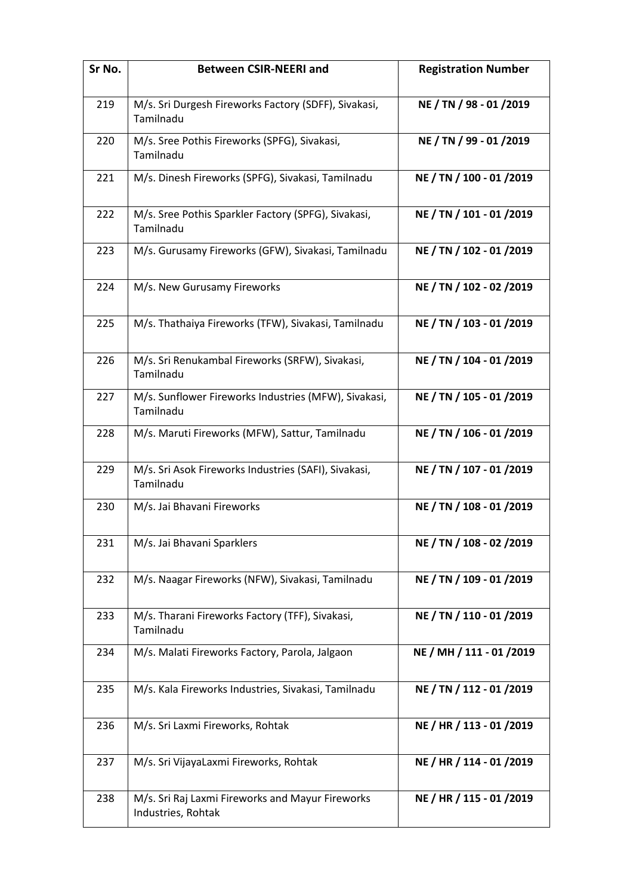| Sr No. | Between CSIR-NEERI and | Registration Number |
|---|---|---|
| 219 | M/s. Sri Durgesh Fireworks Factory (SDFF), Sivakasi, Tamilnadu | **NE / TN / 98 - 01 /2019** |
| 220 | M/s. Sree Pothis Fireworks (SPFG), Sivakasi, Tamilnadu | **NE / TN / 99 - 01 /2019** |
| 221 | M/s. Dinesh Fireworks (SPFG), Sivakasi, Tamilnadu | **NE / TN / 100 - 01 /2019** |
| 222 | M/s. Sree Pothis Sparkler Factory (SPFG), Sivakasi, Tamilnadu | **NE / TN / 101 - 01 /2019** |
| 223 | M/s. Gurusamy Fireworks (GFW), Sivakasi, Tamilnadu | **NE / TN / 102 - 01 /2019** |
| 224 | M/s. New Gurusamy Fireworks | **NE / TN / 102 - 02 /2019** |
| 225 | M/s. Thathaiya Fireworks (TFW), Sivakasi, Tamilnadu | **NE / TN / 103 - 01 /2019** |
| 226 | M/s. Sri Renukambal Fireworks (SRFW), Sivakasi, Tamilnadu | **NE / TN / 104 - 01 /2019** |
| 227 | M/s. Sunflower Fireworks Industries (MFW), Sivakasi, Tamilnadu | **NE / TN / 105 - 01 /2019** |
| 228 | M/s. Maruti Fireworks (MFW), Sattur, Tamilnadu | **NE / TN / 106 - 01 /2019** |
| 229 | M/s. Sri Asok Fireworks Industries (SAFI), Sivakasi, Tamilnadu | **NE / TN / 107 - 01 /2019** |
| 230 | M/s. Jai Bhavani Fireworks | **NE / TN / 108 - 01 /2019** |
| 231 | M/s. Jai Bhavani Sparklers | **NE / TN / 108 - 02 /2019** |
| 232 | M/s. Naagar Fireworks (NFW), Sivakasi, Tamilnadu | **NE / TN / 109 - 01 /2019** |
| 233 | M/s. Tharani Fireworks Factory (TFF), Sivakasi, Tamilnadu | **NE / TN / 110 - 01 /2019** |
| 234 | M/s. Malati Fireworks Factory, Parola, Jalgaon | **NE / MH / 111 - 01 /2019** |
| 235 | M/s. Kala Fireworks Industries, Sivakasi, Tamilnadu | **NE / TN / 112 - 01 /2019** |
| 236 | M/s. Sri Laxmi Fireworks, Rohtak | **NE / HR / 113 - 01 /2019** |
| 237 | M/s. Sri VijayaLaxmi Fireworks, Rohtak | **NE / HR / 114 - 01 /2019** |
| 238 | M/s. Sri Raj Laxmi Fireworks and Mayur Fireworks Industries, Rohtak | **NE / HR / 115 - 01 /2019** |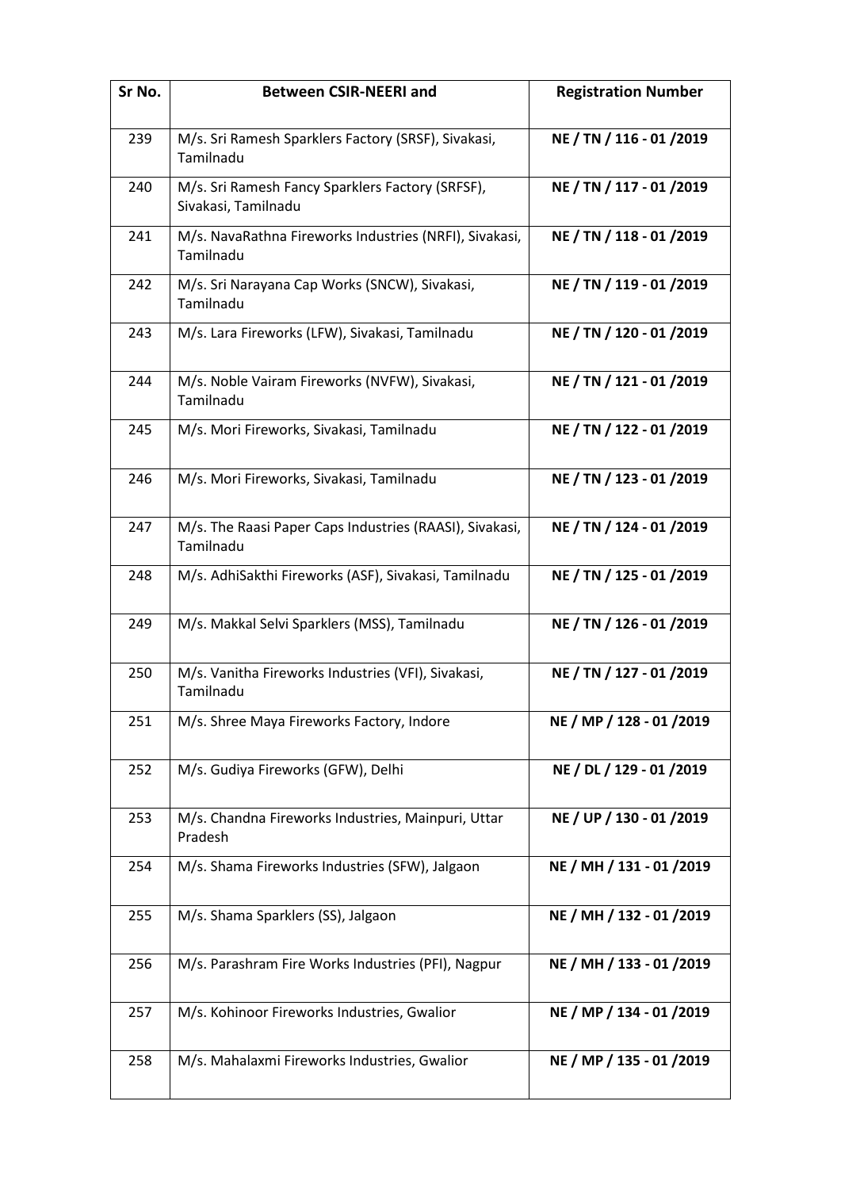| Sr No. | Between CSIR-NEERI and | Registration Number |
|---|---|---|
| 239 | M/s. Sri Ramesh Sparklers Factory (SRSF), Sivakasi, Tamilnadu | **NE / TN / 116 - 01 /2019** |
| 240 | M/s. Sri Ramesh Fancy Sparklers Factory (SRFSF), Sivakasi, Tamilnadu | **NE / TN / 117 - 01 /2019** |
| 241 | M/s. NavaRathna Fireworks Industries (NRFI), Sivakasi, Tamilnadu | **NE / TN / 118 - 01 /2019** |
| 242 | M/s. Sri Narayana Cap Works (SNCW), Sivakasi, Tamilnadu | **NE / TN / 119 - 01 /2019** |
| 243 | M/s. Lara Fireworks (LFW), Sivakasi, Tamilnadu | **NE / TN / 120 - 01 /2019** |
| 244 | M/s. Noble Vairam Fireworks (NVFW), Sivakasi, Tamilnadu | **NE / TN / 121 - 01 /2019** |
| 245 | M/s. Mori Fireworks, Sivakasi, Tamilnadu | **NE / TN / 122 - 01 /2019** |
| 246 | M/s. Mori Fireworks, Sivakasi, Tamilnadu | **NE / TN / 123 - 01 /2019** |
| 247 | M/s. The Raasi Paper Caps Industries (RAASI), Sivakasi, Tamilnadu | **NE / TN / 124 - 01 /2019** |
| 248 | M/s. AdhiSakthi Fireworks (ASF), Sivakasi, Tamilnadu | **NE / TN / 125 - 01 /2019** |
| 249 | M/s. Makkal Selvi Sparklers (MSS), Tamilnadu | **NE / TN / 126 - 01 /2019** |
| 250 | M/s. Vanitha Fireworks Industries (VFI), Sivakasi, Tamilnadu | **NE / TN / 127 - 01 /2019** |
| 251 | M/s. Shree Maya Fireworks Factory, Indore | **NE / MP / 128 - 01 /2019** |
| 252 | M/s. Gudiya Fireworks (GFW), Delhi | **NE / DL / 129 - 01 /2019** |
| 253 | M/s. Chandna Fireworks Industries, Mainpuri, Uttar Pradesh | **NE / UP / 130 - 01 /2019** |
| 254 | M/s. Shama Fireworks Industries (SFW), Jalgaon | **NE / MH / 131 - 01 /2019** |
| 255 | M/s. Shama Sparklers (SS), Jalgaon | **NE / MH / 132 - 01 /2019** |
| 256 | M/s. Parashram Fire Works Industries (PFI), Nagpur | **NE / MH / 133 - 01 /2019** |
| 257 | M/s. Kohinoor Fireworks Industries, Gwalior | **NE / MP / 134 - 01 /2019** |
| 258 | M/s. Mahalaxmi Fireworks Industries, Gwalior | **NE / MP / 135 - 01 /2019** |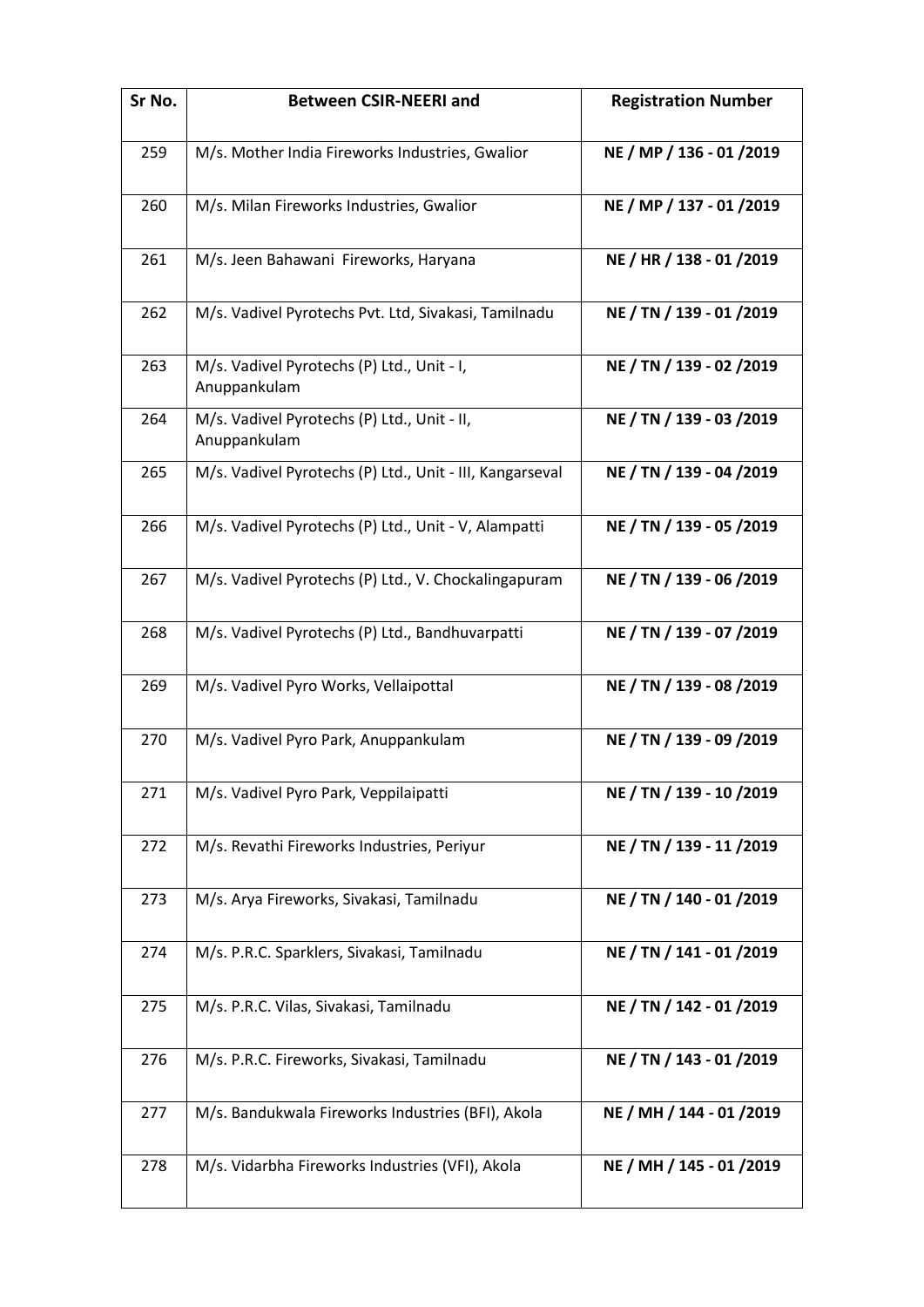| Sr No. | Between CSIR-NEERI and | Registration Number |
|---|---|---|
| 259 | M/s. Mother India Fireworks Industries, Gwalior | **NE / MP / 136 - 01 /2019** |
| 260 | M/s. Milan Fireworks Industries, Gwalior | **NE / MP / 137 - 01 /2019** |
| 261 | M/s. Jeen Bahawani Fireworks, Haryana | **NE / HR / 138 - 01 /2019** |
| 262 | M/s. Vadivel Pyrotechs Pvt. Ltd, Sivakasi, Tamilnadu | **NE / TN / 139 - 01 /2019** |
| 263 | M/s. Vadivel Pyrotechs (P) Ltd., Unit - I, Anuppankulam | **NE / TN / 139 - 02 /2019** |
| 264 | M/s. Vadivel Pyrotechs (P) Ltd., Unit - II, Anuppankulam | **NE / TN / 139 - 03 /2019** |
| 265 | M/s. Vadivel Pyrotechs (P) Ltd., Unit - III, Kangarseval | **NE / TN / 139 - 04 /2019** |
| 266 | M/s. Vadivel Pyrotechs (P) Ltd., Unit - V, Alampatti | **NE / TN / 139 - 05 /2019** |
| 267 | M/s. Vadivel Pyrotechs (P) Ltd., V. Chockalingapuram | **NE / TN / 139 - 06 /2019** |
| 268 | M/s. Vadivel Pyrotechs (P) Ltd., Bandhuvarpatti | **NE / TN / 139 - 07 /2019** |
| 269 | M/s. Vadivel Pyro Works, Vellaipottal | **NE / TN / 139 - 08 /2019** |
| 270 | M/s. Vadivel Pyro Park, Anuppankulam | **NE / TN / 139 - 09 /2019** |
| 271 | M/s. Vadivel Pyro Park, Veppilaipatti | **NE / TN / 139 - 10 /2019** |
| 272 | M/s. Revathi Fireworks Industries, Periyur | **NE / TN / 139 - 11 /2019** |
| 273 | M/s. Arya Fireworks, Sivakasi, Tamilnadu | **NE / TN / 140 - 01 /2019** |
| 274 | M/s. P.R.C. Sparklers, Sivakasi, Tamilnadu | **NE / TN / 141 - 01 /2019** |
| 275 | M/s. P.R.C. Vilas, Sivakasi, Tamilnadu | **NE / TN / 142 - 01 /2019** |
| 276 | M/s. P.R.C. Fireworks, Sivakasi, Tamilnadu | **NE / TN / 143 - 01 /2019** |
| 277 | M/s. Bandukwala Fireworks Industries (BFI), Akola | **NE / MH / 144 - 01 /2019** |
| 278 | M/s. Vidarbha Fireworks Industries (VFI), Akola | **NE / MH / 145 - 01 /2019** |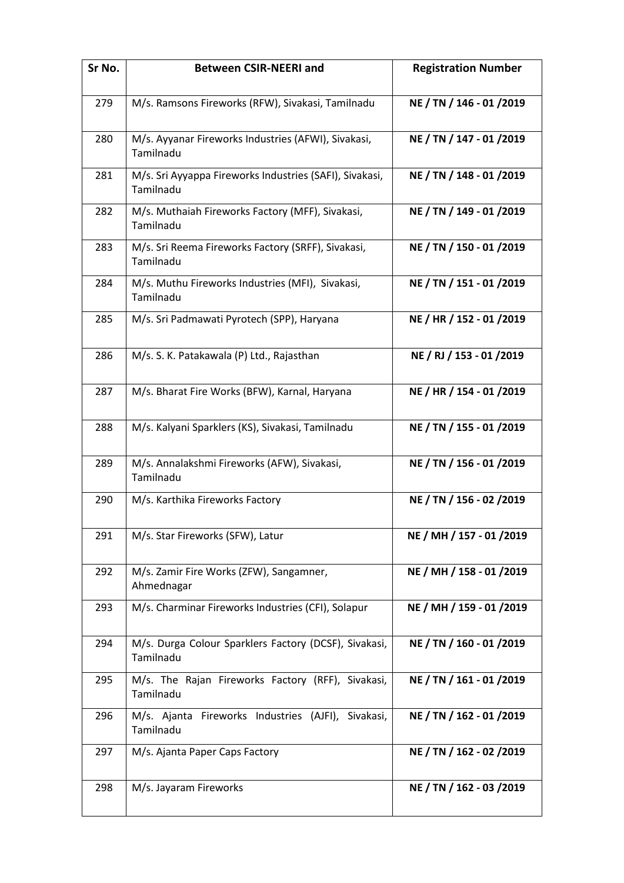| Sr No. | Between CSIR-NEERI and | Registration Number |
|---|---|---|
| 279 | M/s. Ramsons Fireworks (RFW), Sivakasi, Tamilnadu | **NE / TN / 146 - 01 /2019** |
| 280 | M/s. Ayyanar Fireworks Industries (AFWI), Sivakasi, Tamilnadu | **NE / TN / 147 - 01 /2019** |
| 281 | M/s. Sri Ayyappa Fireworks Industries (SAFI), Sivakasi, Tamilnadu | **NE / TN / 148 - 01 /2019** |
| 282 | M/s. Muthaiah Fireworks Factory (MFF), Sivakasi, Tamilnadu | **NE / TN / 149 - 01 /2019** |
| 283 | M/s. Sri Reema Fireworks Factory (SRFF), Sivakasi, Tamilnadu | **NE / TN / 150 - 01 /2019** |
| 284 | M/s. Muthu Fireworks Industries (MFI), Sivakasi, Tamilnadu | **NE / TN / 151 - 01 /2019** |
| 285 | M/s. Sri Padmawati Pyrotech (SPP), Haryana | **NE / HR / 152 - 01 /2019** |
| 286 | M/s. S. K. Patakawala (P) Ltd., Rajasthan | **NE / RJ / 153 - 01 /2019** |
| 287 | M/s. Bharat Fire Works (BFW), Karnal, Haryana | **NE / HR / 154 - 01 /2019** |
| 288 | M/s. Kalyani Sparklers (KS), Sivakasi, Tamilnadu | **NE / TN / 155 - 01 /2019** |
| 289 | M/s. Annalakshmi Fireworks (AFW), Sivakasi, Tamilnadu | **NE / TN / 156 - 01 /2019** |
| 290 | M/s. Karthika Fireworks Factory | **NE / TN / 156 - 02 /2019** |
| 291 | M/s. Star Fireworks (SFW), Latur | **NE / MH / 157 - 01 /2019** |
| 292 | M/s. Zamir Fire Works (ZFW), Sangamner, Ahmednagar | **NE / MH / 158 - 01 /2019** |
| 293 | M/s. Charminar Fireworks Industries (CFI), Solapur | **NE / MH / 159 - 01 /2019** |
| 294 | M/s. Durga Colour Sparklers Factory (DCSF), Sivakasi, Tamilnadu | **NE / TN / 160 - 01 /2019** |
| 295 | M/s. The Rajan Fireworks Factory (RFF), Sivakasi, Tamilnadu | **NE / TN / 161 - 01 /2019** |
| 296 | M/s. Ajanta Fireworks Industries (AJFI), Sivakasi, Tamilnadu | **NE / TN / 162 - 01 /2019** |
| 297 | M/s. Ajanta Paper Caps Factory | **NE / TN / 162 - 02 /2019** |
| 298 | M/s. Jayaram Fireworks | **NE / TN / 162 - 03 /2019** |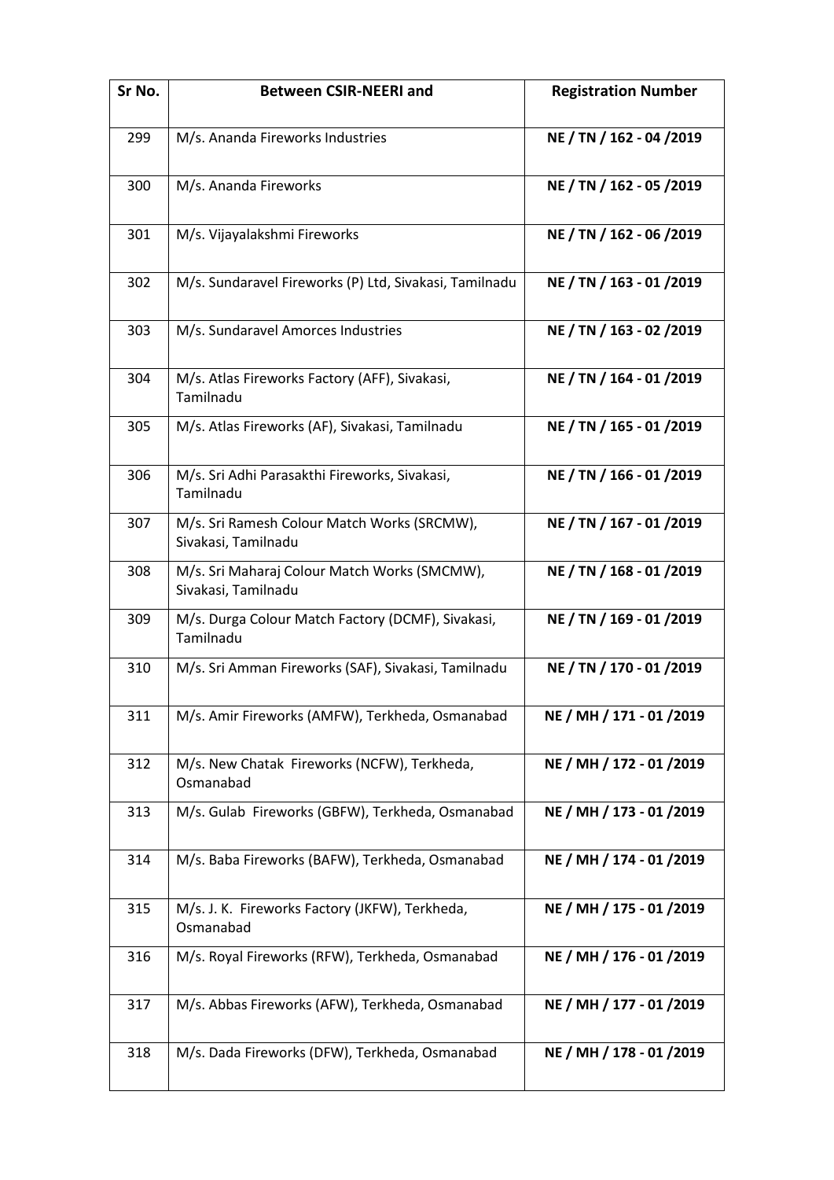| Sr No. | Between CSIR-NEERI and | Registration Number |
|---|---|---|
| 299 | M/s. Ananda Fireworks Industries | **NE / TN / 162 - 04 /2019** |
| 300 | M/s. Ananda Fireworks | **NE / TN / 162 - 05 /2019** |
| 301 | M/s. Vijayalakshmi Fireworks | **NE / TN / 162 - 06 /2019** |
| 302 | M/s. Sundaravel Fireworks (P) Ltd, Sivakasi, Tamilnadu | **NE / TN / 163 - 01 /2019** |
| 303 | M/s. Sundaravel Amorces Industries | **NE / TN / 163 - 02 /2019** |
| 304 | M/s. Atlas Fireworks Factory (AFF), Sivakasi, Tamilnadu | **NE / TN / 164 - 01 /2019** |
| 305 | M/s. Atlas Fireworks (AF), Sivakasi, Tamilnadu | **NE / TN / 165 - 01 /2019** |
| 306 | M/s. Sri Adhi Parasakthi Fireworks, Sivakasi, Tamilnadu | **NE / TN / 166 - 01 /2019** |
| 307 | M/s. Sri Ramesh Colour Match Works (SRCMW), Sivakasi, Tamilnadu | **NE / TN / 167 - 01 /2019** |
| 308 | M/s. Sri Maharaj Colour Match Works (SMCMW), Sivakasi, Tamilnadu | **NE / TN / 168 - 01 /2019** |
| 309 | M/s. Durga Colour Match Factory (DCMF), Sivakasi, Tamilnadu | **NE / TN / 169 - 01 /2019** |
| 310 | M/s. Sri Amman Fireworks (SAF), Sivakasi, Tamilnadu | **NE / TN / 170 - 01 /2019** |
| 311 | M/s. Amir Fireworks (AMFW), Terkheda, Osmanabad | **NE / MH / 171 - 01 /2019** |
| 312 | M/s. New Chatak Fireworks (NCFW), Terkheda, Osmanabad | **NE / MH / 172 - 01 /2019** |
| 313 | M/s. Gulab Fireworks (GBFW), Terkheda, Osmanabad | **NE / MH / 173 - 01 /2019** |
| 314 | M/s. Baba Fireworks (BAFW), Terkheda, Osmanabad | **NE / MH / 174 - 01 /2019** |
| 315 | M/s. J. K. Fireworks Factory (JKFW), Terkheda, Osmanabad | **NE / MH / 175 - 01 /2019** |
| 316 | M/s. Royal Fireworks (RFW), Terkheda, Osmanabad | **NE / MH / 176 - 01 /2019** |
| 317 | M/s. Abbas Fireworks (AFW), Terkheda, Osmanabad | **NE / MH / 177 - 01 /2019** |
| 318 | M/s. Dada Fireworks (DFW), Terkheda, Osmanabad | **NE / MH / 178 - 01 /2019** |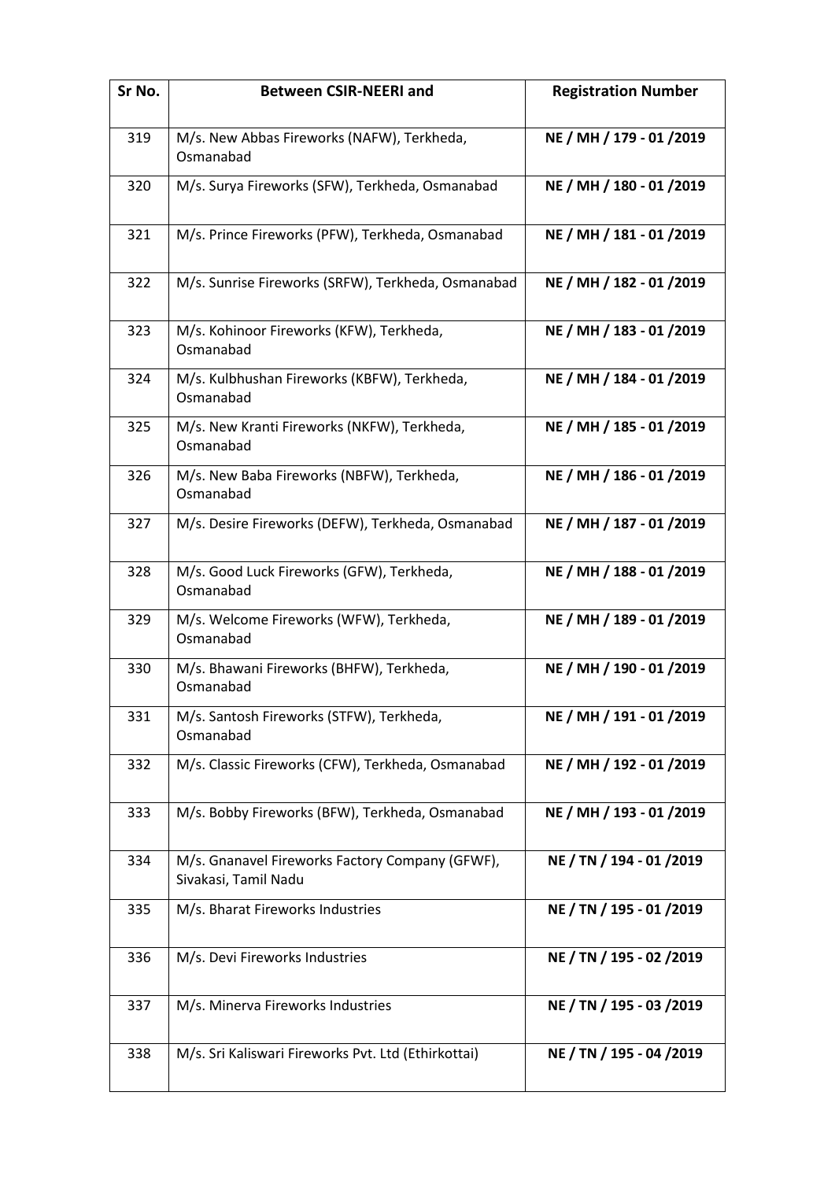| Sr No. | Between CSIR-NEERI and | Registration Number |
|---|---|---|
| 319 | M/s. New Abbas Fireworks (NAFW), Terkheda, Osmanabad | **NE / MH / 179 - 01 /2019** |
| 320 | M/s. Surya Fireworks (SFW), Terkheda, Osmanabad | **NE / MH / 180 - 01 /2019** |
| 321 | M/s. Prince Fireworks (PFW), Terkheda, Osmanabad | **NE / MH / 181 - 01 /2019** |
| 322 | M/s. Sunrise Fireworks (SRFW), Terkheda, Osmanabad | **NE / MH / 182 - 01 /2019** |
| 323 | M/s. Kohinoor Fireworks (KFW), Terkheda, Osmanabad | **NE / MH / 183 - 01 /2019** |
| 324 | M/s. Kulbhushan Fireworks (KBFW), Terkheda, Osmanabad | **NE / MH / 184 - 01 /2019** |
| 325 | M/s. New Kranti Fireworks (NKFW), Terkheda, Osmanabad | **NE / MH / 185 - 01 /2019** |
| 326 | M/s. New Baba Fireworks (NBFW), Terkheda, Osmanabad | **NE / MH / 186 - 01 /2019** |
| 327 | M/s. Desire Fireworks (DEFW), Terkheda, Osmanabad | **NE / MH / 187 - 01 /2019** |
| 328 | M/s. Good Luck Fireworks (GFW), Terkheda, Osmanabad | **NE / MH / 188 - 01 /2019** |
| 329 | M/s. Welcome Fireworks (WFW), Terkheda, Osmanabad | **NE / MH / 189 - 01 /2019** |
| 330 | M/s. Bhawani Fireworks (BHFW), Terkheda, Osmanabad | **NE / MH / 190 - 01 /2019** |
| 331 | M/s. Santosh Fireworks (STFW), Terkheda, Osmanabad | **NE / MH / 191 - 01 /2019** |
| 332 | M/s. Classic Fireworks (CFW), Terkheda, Osmanabad | **NE / MH / 192 - 01 /2019** |
| 333 | M/s. Bobby Fireworks (BFW), Terkheda, Osmanabad | **NE / MH / 193 - 01 /2019** |
| 334 | M/s. Gnanavel Fireworks Factory Company (GFWF), Sivakasi, Tamil Nadu | **NE / TN / 194 - 01 /2019** |
| 335 | M/s. Bharat Fireworks Industries | **NE / TN / 195 - 01 /2019** |
| 336 | M/s. Devi Fireworks Industries | **NE / TN / 195 - 02 /2019** |
| 337 | M/s. Minerva Fireworks Industries | **NE / TN / 195 - 03 /2019** |
| 338 | M/s. Sri Kaliswari Fireworks Pvt. Ltd (Ethirkottai) | **NE / TN / 195 - 04 /2019** |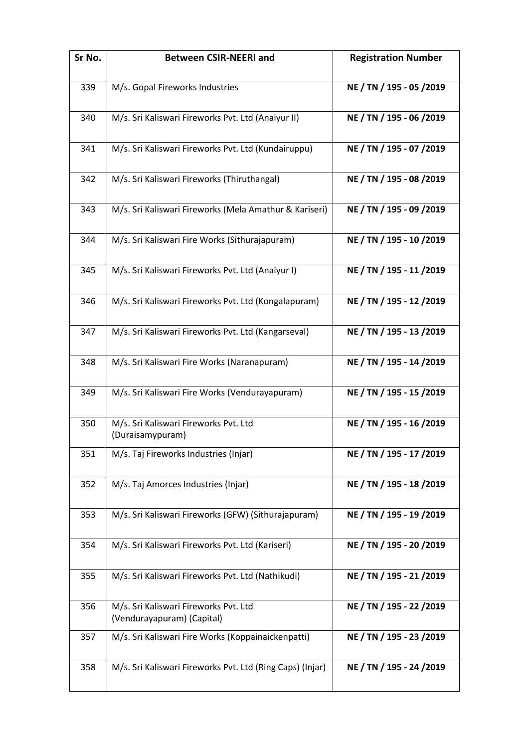| Sr No. | Between CSIR-NEERI and | Registration Number |
|---|---|---|
| 339 | M/s. Gopal Fireworks Industries | **NE / TN / 195 - 05 /2019** |
| 340 | M/s. Sri Kaliswari Fireworks Pvt. Ltd (Anaiyur II) | **NE / TN / 195 - 06 /2019** |
| 341 | M/s. Sri Kaliswari Fireworks Pvt. Ltd (Kundairuppu) | **NE / TN / 195 - 07 /2019** |
| 342 | M/s. Sri Kaliswari Fireworks (Thiruthangal) | **NE / TN / 195 - 08 /2019** |
| 343 | M/s. Sri Kaliswari Fireworks (Mela Amathur & Kariseri) | **NE / TN / 195 - 09 /2019** |
| 344 | M/s. Sri Kaliswari Fire Works (Sithurajapuram) | **NE / TN / 195 - 10 /2019** |
| 345 | M/s. Sri Kaliswari Fireworks Pvt. Ltd (Anaiyur I) | **NE / TN / 195 - 11 /2019** |
| 346 | M/s. Sri Kaliswari Fireworks Pvt. Ltd (Kongalapuram) | **NE / TN / 195 - 12 /2019** |
| 347 | M/s. Sri Kaliswari Fireworks Pvt. Ltd (Kangarseval) | **NE / TN / 195 - 13 /2019** |
| 348 | M/s. Sri Kaliswari Fire Works (Naranapuram) | **NE / TN / 195 - 14 /2019** |
| 349 | M/s. Sri Kaliswari Fire Works (Vendurayapuram) | **NE / TN / 195 - 15 /2019** |
| 350 | M/s. Sri Kaliswari Fireworks Pvt. Ltd (Duraisamypuram) | **NE / TN / 195 - 16 /2019** |
| 351 | M/s. Taj Fireworks Industries (Injar) | **NE / TN / 195 - 17 /2019** |
| 352 | M/s. Taj Amorces Industries (Injar) | **NE / TN / 195 - 18 /2019** |
| 353 | M/s. Sri Kaliswari Fireworks (GFW) (Sithurajapuram) | **NE / TN / 195 - 19 /2019** |
| 354 | M/s. Sri Kaliswari Fireworks Pvt. Ltd (Kariseri) | **NE / TN / 195 - 20 /2019** |
| 355 | M/s. Sri Kaliswari Fireworks Pvt. Ltd (Nathikudi) | **NE / TN / 195 - 21 /2019** |
| 356 | M/s. Sri Kaliswari Fireworks Pvt. Ltd (Vendurayapuram) (Capital) | **NE / TN / 195 - 22 /2019** |
| 357 | M/s. Sri Kaliswari Fire Works (Koppainaickenpatti) | **NE / TN / 195 - 23 /2019** |
| 358 | M/s. Sri Kaliswari Fireworks Pvt. Ltd (Ring Caps) (Injar) | **NE / TN / 195 - 24 /2019** |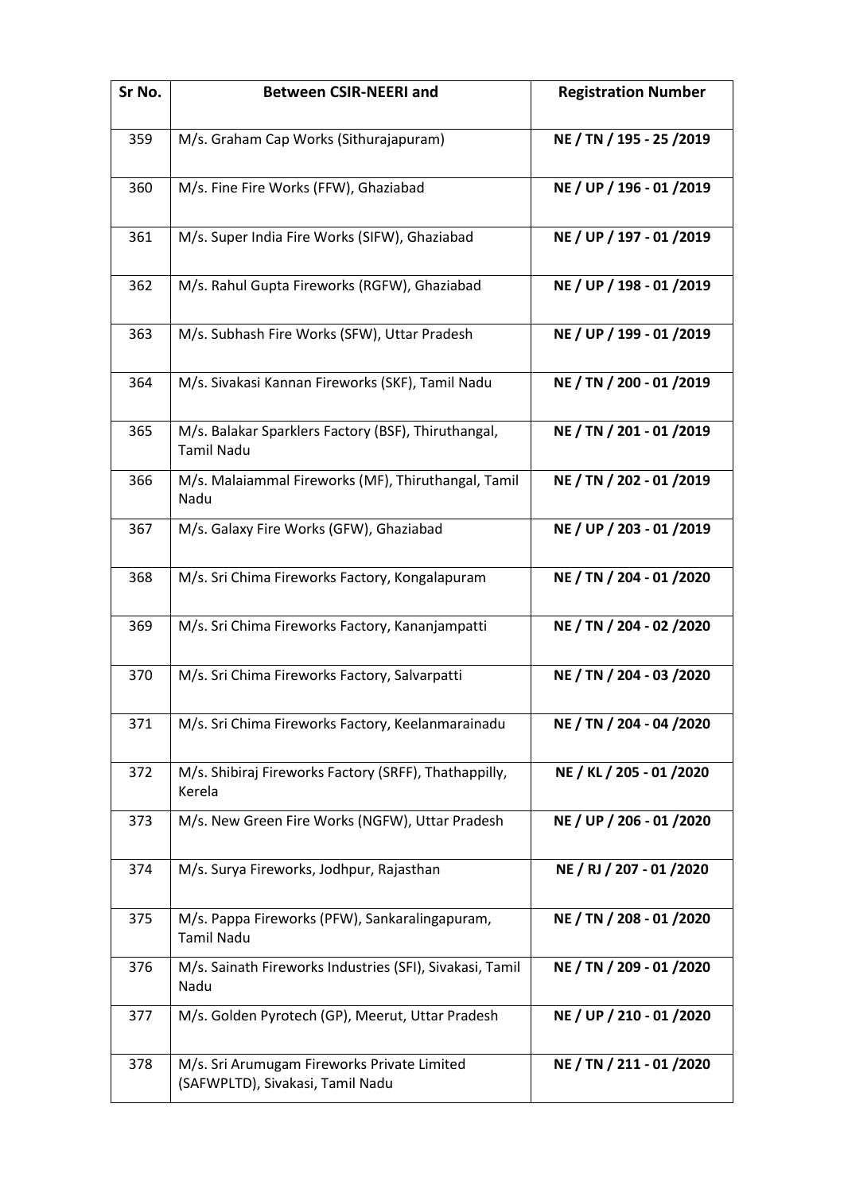| Sr No. | Between CSIR-NEERI and | Registration Number |
|---|---|---|
| 359 | M/s. Graham Cap Works (Sithurajapuram) | **NE / TN / 195 - 25 /2019** |
| 360 | M/s. Fine Fire Works (FFW), Ghaziabad | **NE / UP / 196 - 01 /2019** |
| 361 | M/s. Super India Fire Works (SIFW), Ghaziabad | **NE / UP / 197 - 01 /2019** |
| 362 | M/s. Rahul Gupta Fireworks (RGFW), Ghaziabad | **NE / UP / 198 - 01 /2019** |
| 363 | M/s. Subhash Fire Works (SFW), Uttar Pradesh | **NE / UP / 199 - 01 /2019** |
| 364 | M/s. Sivakasi Kannan Fireworks (SKF), Tamil Nadu | **NE / TN / 200 - 01 /2019** |
| 365 | M/s. Balakar Sparklers Factory (BSF), Thiruthangal, Tamil Nadu | **NE / TN / 201 - 01 /2019** |
| 366 | M/s. Malaiammal Fireworks (MF), Thiruthangal, Tamil Nadu | **NE / TN / 202 - 01 /2019** |
| 367 | M/s. Galaxy Fire Works (GFW), Ghaziabad | **NE / UP / 203 - 01 /2019** |
| 368 | M/s. Sri Chima Fireworks Factory, Kongalapuram | **NE / TN / 204 - 01 /2020** |
| 369 | M/s. Sri Chima Fireworks Factory, Kananjampatti | **NE / TN / 204 - 02 /2020** |
| 370 | M/s. Sri Chima Fireworks Factory, Salvarpatti | **NE / TN / 204 - 03 /2020** |
| 371 | M/s. Sri Chima Fireworks Factory, Keelanmarainadu | **NE / TN / 204 - 04 /2020** |
| 372 | M/s. Shibiraj Fireworks Factory (SRFF), Thathappilly, Kerela | **NE / KL / 205 - 01 /2020** |
| 373 | M/s. New Green Fire Works (NGFW), Uttar Pradesh | **NE / UP / 206 - 01 /2020** |
| 374 | M/s. Surya Fireworks, Jodhpur, Rajasthan | **NE / RJ / 207 - 01 /2020** |
| 375 | M/s. Pappa Fireworks (PFW), Sankaralingapuram, Tamil Nadu | **NE / TN / 208 - 01 /2020** |
| 376 | M/s. Sainath Fireworks Industries (SFI), Sivakasi, Tamil Nadu | **NE / TN / 209 - 01 /2020** |
| 377 | M/s. Golden Pyrotech (GP), Meerut, Uttar Pradesh | **NE / UP / 210 - 01 /2020** |
| 378 | M/s. Sri Arumugam Fireworks Private Limited (SAFWPLTD), Sivakasi, Tamil Nadu | **NE / TN / 211 - 01 /2020** |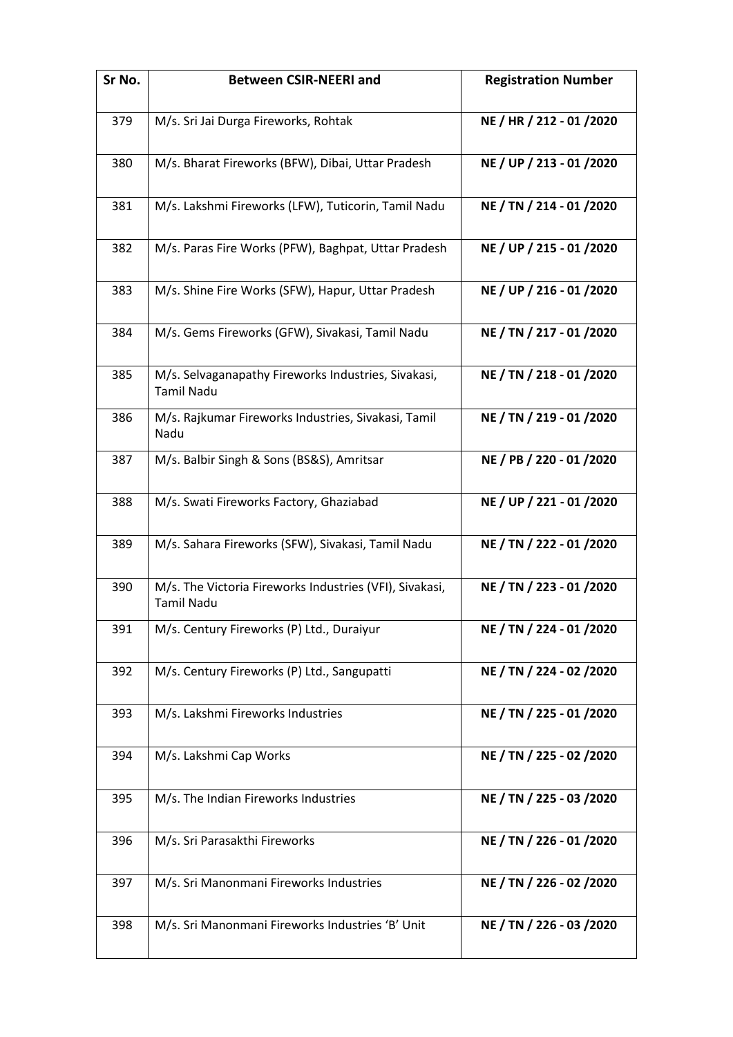| Sr No. | Between CSIR-NEERI and | Registration Number |
|---|---|---|
| 379 | M/s. Sri Jai Durga Fireworks, Rohtak | **NE / HR / 212 - 01 /2020** |
| 380 | M/s. Bharat Fireworks (BFW), Dibai, Uttar Pradesh | **NE / UP / 213 - 01 /2020** |
| 381 | M/s. Lakshmi Fireworks (LFW), Tuticorin, Tamil Nadu | **NE / TN / 214 - 01 /2020** |
| 382 | M/s. Paras Fire Works (PFW), Baghpat, Uttar Pradesh | **NE / UP / 215 - 01 /2020** |
| 383 | M/s. Shine Fire Works (SFW), Hapur, Uttar Pradesh | **NE / UP / 216 - 01 /2020** |
| 384 | M/s. Gems Fireworks (GFW), Sivakasi, Tamil Nadu | **NE / TN / 217 - 01 /2020** |
| 385 | M/s. Selvaganapathy Fireworks Industries, Sivakasi, Tamil Nadu | **NE / TN / 218 - 01 /2020** |
| 386 | M/s. Rajkumar Fireworks Industries, Sivakasi, Tamil Nadu | **NE / TN / 219 - 01 /2020** |
| 387 | M/s. Balbir Singh & Sons (BS&S), Amritsar | **NE / PB / 220 - 01 /2020** |
| 388 | M/s. Swati Fireworks Factory, Ghaziabad | **NE / UP / 221 - 01 /2020** |
| 389 | M/s. Sahara Fireworks (SFW), Sivakasi, Tamil Nadu | **NE / TN / 222 - 01 /2020** |
| 390 | M/s. The Victoria Fireworks Industries (VFI), Sivakasi, Tamil Nadu | **NE / TN / 223 - 01 /2020** |
| 391 | M/s. Century Fireworks (P) Ltd., Duraiyur | **NE / TN / 224 - 01 /2020** |
| 392 | M/s. Century Fireworks (P) Ltd., Sangupatti | **NE / TN / 224 - 02 /2020** |
| 393 | M/s. Lakshmi Fireworks Industries | **NE / TN / 225 - 01 /2020** |
| 394 | M/s. Lakshmi Cap Works | **NE / TN / 225 - 02 /2020** |
| 395 | M/s. The Indian Fireworks Industries | **NE / TN / 225 - 03 /2020** |
| 396 | M/s. Sri Parasakthi Fireworks | **NE / TN / 226 - 01 /2020** |
| 397 | M/s. Sri Manonmani Fireworks Industries | **NE / TN / 226 - 02 /2020** |
| 398 | M/s. Sri Manonmani Fireworks Industries 'B' Unit | **NE / TN / 226 - 03 /2020** |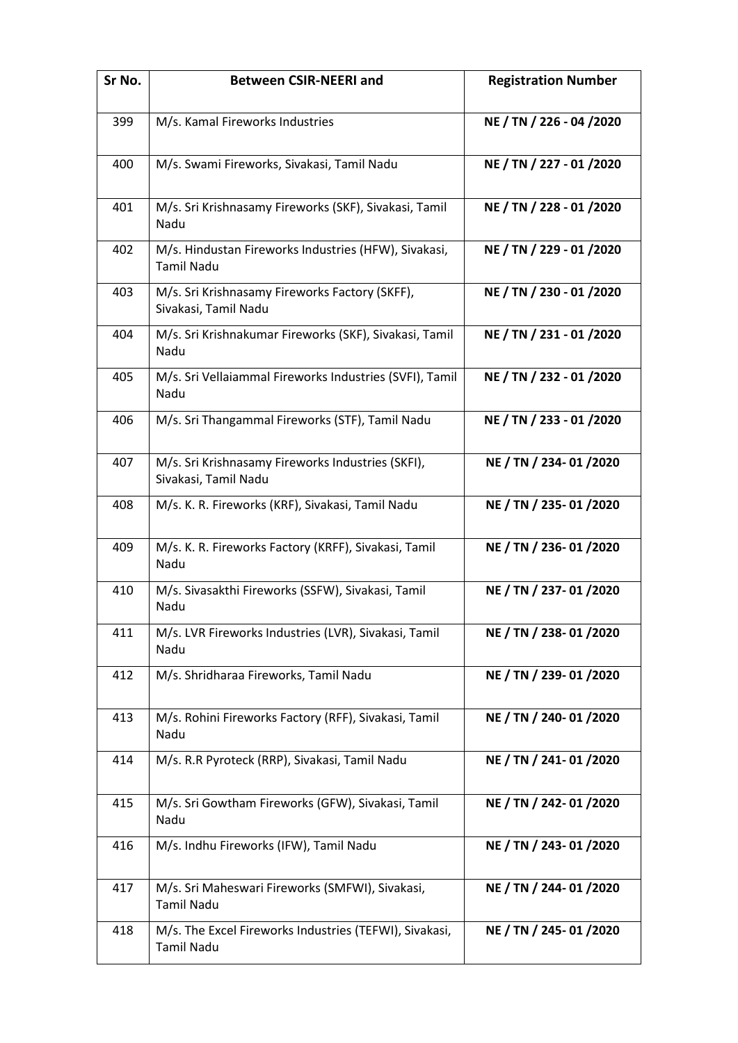| Sr No. | Between CSIR-NEERI and | Registration Number |
|---|---|---|
| 399 | M/s. Kamal Fireworks Industries | **NE / TN / 226 - 04 /2020** |
| 400 | M/s. Swami Fireworks, Sivakasi, Tamil Nadu | **NE / TN / 227 - 01 /2020** |
| 401 | M/s. Sri Krishnasamy Fireworks (SKF), Sivakasi, Tamil Nadu | **NE / TN / 228 - 01 /2020** |
| 402 | M/s. Hindustan Fireworks Industries (HFW), Sivakasi, Tamil Nadu | **NE / TN / 229 - 01 /2020** |
| 403 | M/s. Sri Krishnasamy Fireworks Factory (SKFF), Sivakasi, Tamil Nadu | **NE / TN / 230 - 01 /2020** |
| 404 | M/s. Sri Krishnakumar Fireworks (SKF), Sivakasi, Tamil Nadu | **NE / TN / 231 - 01 /2020** |
| 405 | M/s. Sri Vellaiammal Fireworks Industries (SVFI), Tamil Nadu | **NE / TN / 232 - 01 /2020** |
| 406 | M/s. Sri Thangammal Fireworks (STF), Tamil Nadu | **NE / TN / 233 - 01 /2020** |
| 407 | M/s. Sri Krishnasamy Fireworks Industries (SKFI), Sivakasi, Tamil Nadu | **NE / TN / 234- 01 /2020** |
| 408 | M/s. K. R. Fireworks (KRF), Sivakasi, Tamil Nadu | **NE / TN / 235- 01 /2020** |
| 409 | M/s. K. R. Fireworks Factory (KRFF), Sivakasi, Tamil Nadu | **NE / TN / 236- 01 /2020** |
| 410 | M/s. Sivasakthi Fireworks (SSFW), Sivakasi, Tamil Nadu | **NE / TN / 237- 01 /2020** |
| 411 | M/s. LVR Fireworks Industries (LVR), Sivakasi, Tamil Nadu | **NE / TN / 238- 01 /2020** |
| 412 | M/s. Shridharaa Fireworks, Tamil Nadu | **NE / TN / 239- 01 /2020** |
| 413 | M/s. Rohini Fireworks Factory (RFF), Sivakasi, Tamil Nadu | **NE / TN / 240- 01 /2020** |
| 414 | M/s. R.R Pyroteck (RRP), Sivakasi, Tamil Nadu | **NE / TN / 241- 01 /2020** |
| 415 | M/s. Sri Gowtham Fireworks (GFW), Sivakasi, Tamil Nadu | **NE / TN / 242- 01 /2020** |
| 416 | M/s. Indhu Fireworks (IFW), Tamil Nadu | **NE / TN / 243- 01 /2020** |
| 417 | M/s. Sri Maheswari Fireworks (SMFWI), Sivakasi, Tamil Nadu | **NE / TN / 244- 01 /2020** |
| 418 | M/s. The Excel Fireworks Industries (TEFWI), Sivakasi, Tamil Nadu | **NE / TN / 245- 01 /2020** |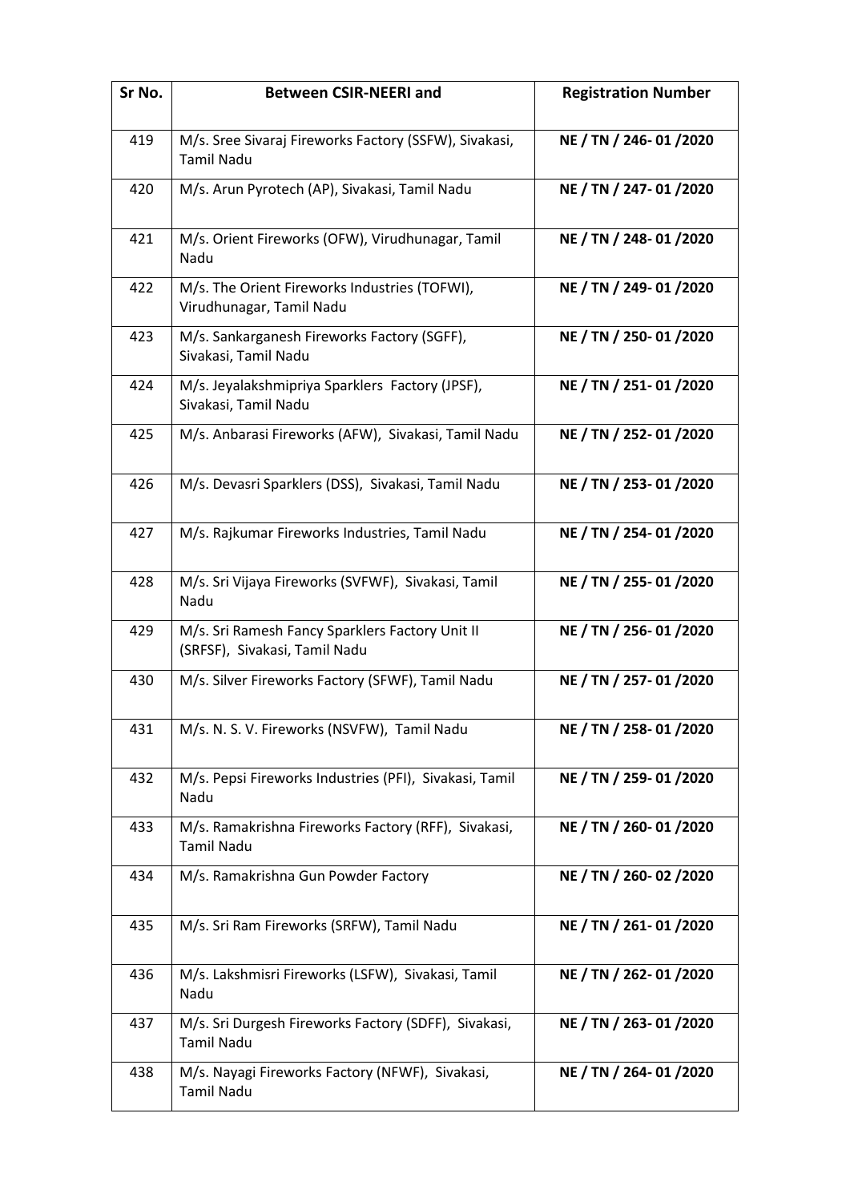| Sr No. | Between CSIR-NEERI and | Registration Number |
|---|---|---|
| 419 | M/s. Sree Sivaraj Fireworks Factory (SSFW), Sivakasi, Tamil Nadu | **NE / TN / 246- 01 /2020** |
| 420 | M/s. Arun Pyrotech (AP), Sivakasi, Tamil Nadu | **NE / TN / 247- 01 /2020** |
| 421 | M/s. Orient Fireworks (OFW), Virudhunagar, Tamil Nadu | **NE / TN / 248- 01 /2020** |
| 422 | M/s. The Orient Fireworks Industries (TOFWI), Virudhunagar, Tamil Nadu | **NE / TN / 249- 01 /2020** |
| 423 | M/s. Sankarganesh Fireworks Factory (SGFF), Sivakasi, Tamil Nadu | **NE / TN / 250- 01 /2020** |
| 424 | M/s. Jeyalakshmipriya Sparklers Factory (JPSF), Sivakasi, Tamil Nadu | **NE / TN / 251- 01 /2020** |
| 425 | M/s. Anbarasi Fireworks (AFW), Sivakasi, Tamil Nadu | **NE / TN / 252- 01 /2020** |
| 426 | M/s. Devasri Sparklers (DSS), Sivakasi, Tamil Nadu | **NE / TN / 253- 01 /2020** |
| 427 | M/s. Rajkumar Fireworks Industries, Tamil Nadu | **NE / TN / 254- 01 /2020** |
| 428 | M/s. Sri Vijaya Fireworks (SVFWF), Sivakasi, Tamil Nadu | **NE / TN / 255- 01 /2020** |
| 429 | M/s. Sri Ramesh Fancy Sparklers Factory Unit II (SRFSF), Sivakasi, Tamil Nadu | **NE / TN / 256- 01 /2020** |
| 430 | M/s. Silver Fireworks Factory (SFWF), Tamil Nadu | **NE / TN / 257- 01 /2020** |
| 431 | M/s. N. S. V. Fireworks (NSVFW), Tamil Nadu | **NE / TN / 258- 01 /2020** |
| 432 | M/s. Pepsi Fireworks Industries (PFI), Sivakasi, Tamil Nadu | **NE / TN / 259- 01 /2020** |
| 433 | M/s. Ramakrishna Fireworks Factory (RFF), Sivakasi, Tamil Nadu | **NE / TN / 260- 01 /2020** |
| 434 | M/s. Ramakrishna Gun Powder Factory | **NE / TN / 260- 02 /2020** |
| 435 | M/s. Sri Ram Fireworks (SRFW), Tamil Nadu | **NE / TN / 261- 01 /2020** |
| 436 | M/s. Lakshmisri Fireworks (LSFW), Sivakasi, Tamil Nadu | **NE / TN / 262- 01 /2020** |
| 437 | M/s. Sri Durgesh Fireworks Factory (SDFF), Sivakasi, Tamil Nadu | **NE / TN / 263- 01 /2020** |
| 438 | M/s. Nayagi Fireworks Factory (NFWF), Sivakasi, Tamil Nadu | **NE / TN / 264- 01 /2020** |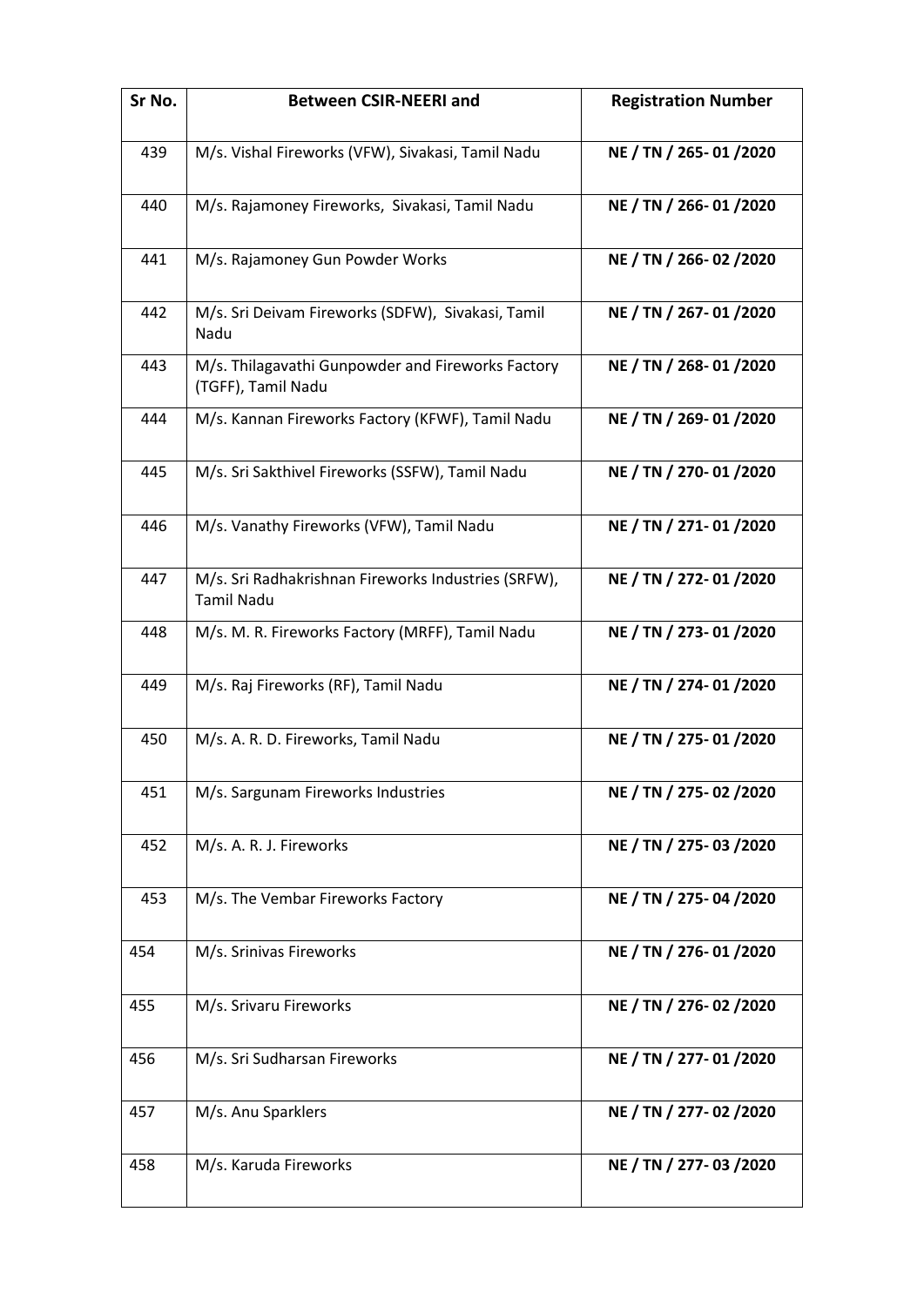| Sr No. | Between CSIR-NEERI and | Registration Number |
|---|---|---|
| 439 | M/s. Vishal Fireworks (VFW), Sivakasi, Tamil Nadu | **NE / TN / 265- 01 /2020** |
| 440 | M/s. Rajamoney Fireworks, Sivakasi, Tamil Nadu | **NE / TN / 266- 01 /2020** |
| 441 | M/s. Rajamoney Gun Powder Works | **NE / TN / 266- 02 /2020** |
| 442 | M/s. Sri Deivam Fireworks (SDFW), Sivakasi, Tamil Nadu | **NE / TN / 267- 01 /2020** |
| 443 | M/s. Thilagavathi Gunpowder and Fireworks Factory (TGFF), Tamil Nadu | **NE / TN / 268- 01 /2020** |
| 444 | M/s. Kannan Fireworks Factory (KFWF), Tamil Nadu | **NE / TN / 269- 01 /2020** |
| 445 | M/s. Sri Sakthivel Fireworks (SSFW), Tamil Nadu | **NE / TN / 270- 01 /2020** |
| 446 | M/s. Vanathy Fireworks (VFW), Tamil Nadu | **NE / TN / 271- 01 /2020** |
| 447 | M/s. Sri Radhakrishnan Fireworks Industries (SRFW), Tamil Nadu | **NE / TN / 272- 01 /2020** |
| 448 | M/s. M. R. Fireworks Factory (MRFF), Tamil Nadu | **NE / TN / 273- 01 /2020** |
| 449 | M/s. Raj Fireworks (RF), Tamil Nadu | **NE / TN / 274- 01 /2020** |
| 450 | M/s. A. R. D. Fireworks, Tamil Nadu | **NE / TN / 275- 01 /2020** |
| 451 | M/s. Sargunam Fireworks Industries | **NE / TN / 275- 02 /2020** |
| 452 | M/s. A. R. J. Fireworks | **NE / TN / 275- 03 /2020** |
| 453 | M/s. The Vembar Fireworks Factory | **NE / TN / 275- 04 /2020** |
| 454 | M/s. Srinivas Fireworks | **NE / TN / 276- 01 /2020** |
| 455 | M/s. Srivaru Fireworks | **NE / TN / 276- 02 /2020** |
| 456 | M/s. Sri Sudharsan Fireworks | **NE / TN / 277- 01 /2020** |
| 457 | M/s. Anu Sparklers | **NE / TN / 277- 02 /2020** |
| 458 | M/s. Karuda Fireworks | **NE / TN / 277- 03 /2020** |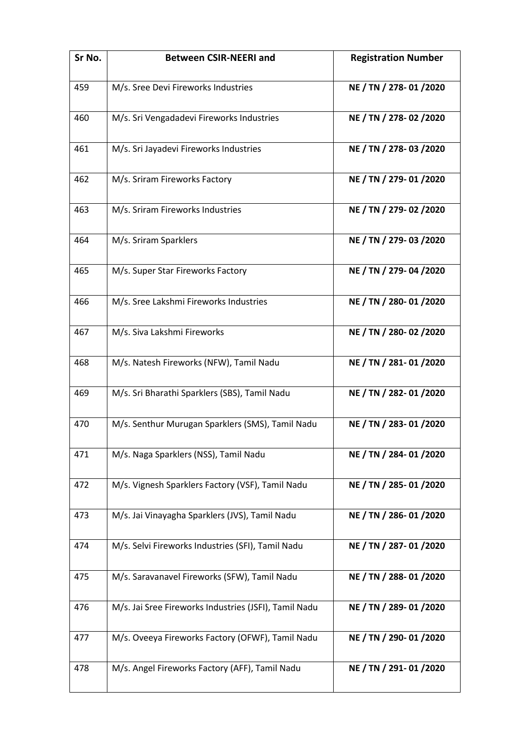| Sr No. | Between CSIR-NEERI and | Registration Number |
|---|---|---|
| 459 | M/s. Sree Devi Fireworks Industries | **NE / TN / 278- 01 /2020** |
| 460 | M/s. Sri Vengadadevi Fireworks Industries | **NE / TN / 278- 02 /2020** |
| 461 | M/s. Sri Jayadevi Fireworks Industries | **NE / TN / 278- 03 /2020** |
| 462 | M/s. Sriram Fireworks Factory | **NE / TN / 279- 01 /2020** |
| 463 | M/s. Sriram Fireworks Industries | **NE / TN / 279- 02 /2020** |
| 464 | M/s. Sriram Sparklers | **NE / TN / 279- 03 /2020** |
| 465 | M/s. Super Star Fireworks Factory | **NE / TN / 279- 04 /2020** |
| 466 | M/s. Sree Lakshmi Fireworks Industries | **NE / TN / 280- 01 /2020** |
| 467 | M/s. Siva Lakshmi Fireworks | **NE / TN / 280- 02 /2020** |
| 468 | M/s. Natesh Fireworks (NFW), Tamil Nadu | **NE / TN / 281- 01 /2020** |
| 469 | M/s. Sri Bharathi Sparklers (SBS), Tamil Nadu | **NE / TN / 282- 01 /2020** |
| 470 | M/s. Senthur Murugan Sparklers (SMS), Tamil Nadu | **NE / TN / 283- 01 /2020** |
| 471 | M/s. Naga Sparklers (NSS), Tamil Nadu | **NE / TN / 284- 01 /2020** |
| 472 | M/s. Vignesh Sparklers Factory (VSF), Tamil Nadu | **NE / TN / 285- 01 /2020** |
| 473 | M/s. Jai Vinayagha Sparklers (JVS), Tamil Nadu | **NE / TN / 286- 01 /2020** |
| 474 | M/s. Selvi Fireworks Industries (SFI), Tamil Nadu | **NE / TN / 287- 01 /2020** |
| 475 | M/s. Saravanavel Fireworks (SFW), Tamil Nadu | **NE / TN / 288- 01 /2020** |
| 476 | M/s. Jai Sree Fireworks Industries (JSFI), Tamil Nadu | **NE / TN / 289- 01 /2020** |
| 477 | M/s. Oveeya Fireworks Factory (OFWF), Tamil Nadu | **NE / TN / 290- 01 /2020** |
| 478 | M/s. Angel Fireworks Factory (AFF), Tamil Nadu | **NE / TN / 291- 01 /2020** |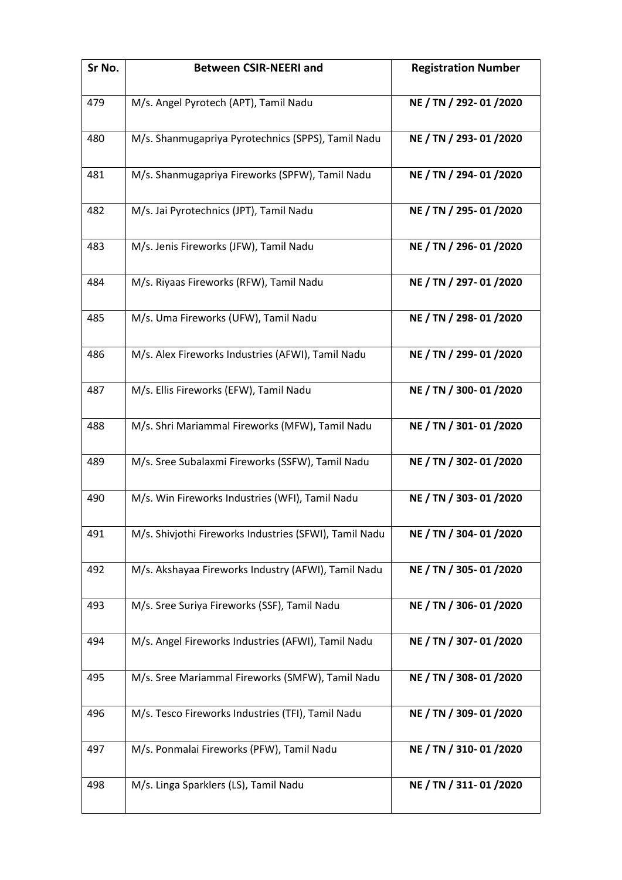| Sr No. | Between CSIR-NEERI and | Registration Number |
|---|---|---|
| 479 | M/s. Angel Pyrotech (APT), Tamil Nadu | **NE / TN / 292- 01 /2020** |
| 480 | M/s. Shanmugapriya Pyrotechnics (SPPS), Tamil Nadu | **NE / TN / 293- 01 /2020** |
| 481 | M/s. Shanmugapriya Fireworks (SPFW), Tamil Nadu | **NE / TN / 294- 01 /2020** |
| 482 | M/s. Jai Pyrotechnics (JPT), Tamil Nadu | **NE / TN / 295- 01 /2020** |
| 483 | M/s. Jenis Fireworks (JFW), Tamil Nadu | **NE / TN / 296- 01 /2020** |
| 484 | M/s. Riyaas Fireworks (RFW), Tamil Nadu | **NE / TN / 297- 01 /2020** |
| 485 | M/s. Uma Fireworks (UFW), Tamil Nadu | **NE / TN / 298- 01 /2020** |
| 486 | M/s. Alex Fireworks Industries (AFWI), Tamil Nadu | **NE / TN / 299- 01 /2020** |
| 487 | M/s. Ellis Fireworks (EFW), Tamil Nadu | **NE / TN / 300- 01 /2020** |
| 488 | M/s. Shri Mariammal Fireworks (MFW), Tamil Nadu | **NE / TN / 301- 01 /2020** |
| 489 | M/s. Sree Subalaxmi Fireworks (SSFW), Tamil Nadu | **NE / TN / 302- 01 /2020** |
| 490 | M/s. Win Fireworks Industries (WFI), Tamil Nadu | **NE / TN / 303- 01 /2020** |
| 491 | M/s. Shivjothi Fireworks Industries (SFWI), Tamil Nadu | **NE / TN / 304- 01 /2020** |
| 492 | M/s. Akshayaa Fireworks Industry (AFWI), Tamil Nadu | **NE / TN / 305- 01 /2020** |
| 493 | M/s. Sree Suriya Fireworks (SSF), Tamil Nadu | **NE / TN / 306- 01 /2020** |
| 494 | M/s. Angel Fireworks Industries (AFWI), Tamil Nadu | **NE / TN / 307- 01 /2020** |
| 495 | M/s. Sree Mariammal Fireworks (SMFW), Tamil Nadu | **NE / TN / 308- 01 /2020** |
| 496 | M/s. Tesco Fireworks Industries (TFI), Tamil Nadu | **NE / TN / 309- 01 /2020** |
| 497 | M/s. Ponmalai Fireworks (PFW), Tamil Nadu | **NE / TN / 310- 01 /2020** |
| 498 | M/s. Linga Sparklers (LS), Tamil Nadu | **NE / TN / 311- 01 /2020** |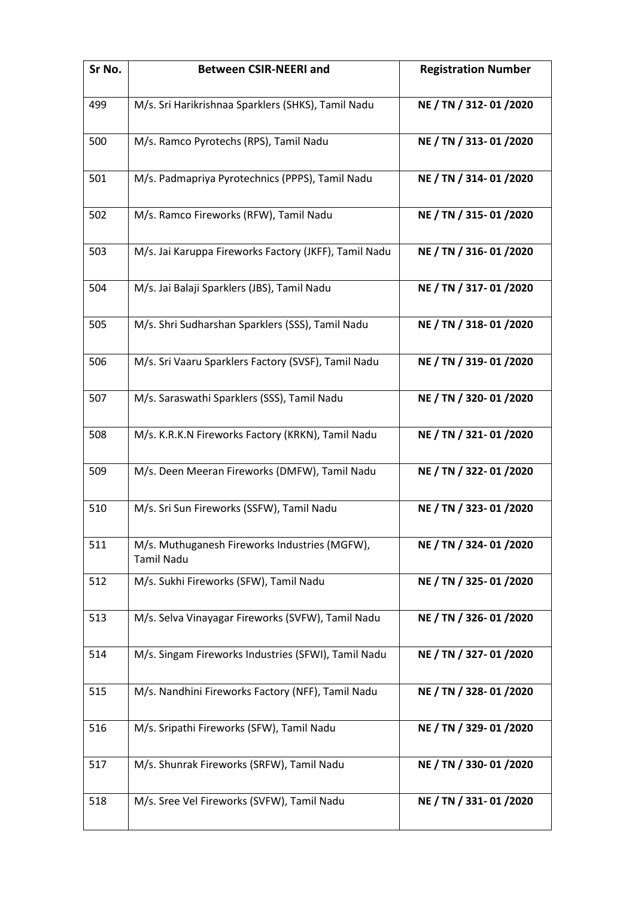| Sr No. | Between CSIR-NEERI and | Registration Number |
|---|---|---|
| 499 | M/s. Sri Harikrishnaa Sparklers (SHKS), Tamil Nadu | **NE / TN / 312- 01 /2020** |
| 500 | M/s. Ramco Pyrotechs (RPS), Tamil Nadu | **NE / TN / 313- 01 /2020** |
| 501 | M/s. Padmapriya Pyrotechnics (PPPS), Tamil Nadu | **NE / TN / 314- 01 /2020** |
| 502 | M/s. Ramco Fireworks (RFW), Tamil Nadu | **NE / TN / 315- 01 /2020** |
| 503 | M/s. Jai Karuppa Fireworks Factory (JKFF), Tamil Nadu | **NE / TN / 316- 01 /2020** |
| 504 | M/s. Jai Balaji Sparklers (JBS), Tamil Nadu | **NE / TN / 317- 01 /2020** |
| 505 | M/s. Shri Sudharshan Sparklers (SSS), Tamil Nadu | **NE / TN / 318- 01 /2020** |
| 506 | M/s. Sri Vaaru Sparklers Factory (SVSF), Tamil Nadu | **NE / TN / 319- 01 /2020** |
| 507 | M/s. Saraswathi Sparklers (SSS), Tamil Nadu | **NE / TN / 320- 01 /2020** |
| 508 | M/s. K.R.K.N Fireworks Factory (KRKN), Tamil Nadu | **NE / TN / 321- 01 /2020** |
| 509 | M/s. Deen Meeran Fireworks (DMFW), Tamil Nadu | **NE / TN / 322- 01 /2020** |
| 510 | M/s. Sri Sun Fireworks (SSFW), Tamil Nadu | **NE / TN / 323- 01 /2020** |
| 511 | M/s. Muthuganesh Fireworks Industries (MGFW), Tamil Nadu | **NE / TN / 324- 01 /2020** |
| 512 | M/s. Sukhi Fireworks (SFW), Tamil Nadu | **NE / TN / 325- 01 /2020** |
| 513 | M/s. Selva Vinayagar Fireworks (SVFW), Tamil Nadu | **NE / TN / 326- 01 /2020** |
| 514 | M/s. Singam Fireworks Industries (SFWI), Tamil Nadu | **NE / TN / 327- 01 /2020** |
| 515 | M/s. Nandhini Fireworks Factory (NFF), Tamil Nadu | **NE / TN / 328- 01 /2020** |
| 516 | M/s. Sripathi Fireworks (SFW), Tamil Nadu | **NE / TN / 329- 01 /2020** |
| 517 | M/s. Shunrak Fireworks (SRFW), Tamil Nadu | **NE / TN / 330- 01 /2020** |
| 518 | M/s. Sree Vel Fireworks (SVFW), Tamil Nadu | **NE / TN / 331- 01 /2020** |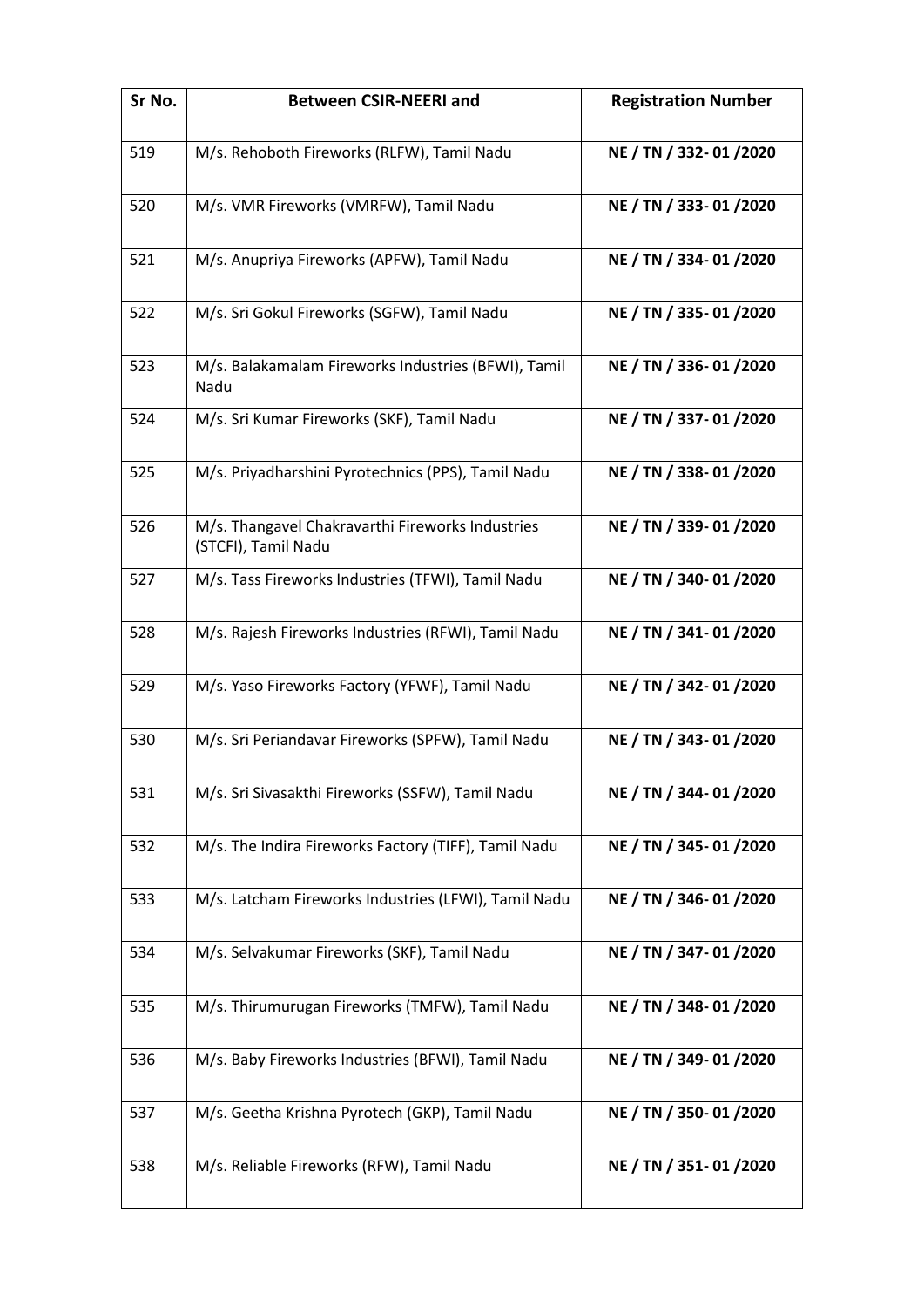| Sr No. | Between CSIR-NEERI and | Registration Number |
|---|---|---|
| 519 | M/s. Rehoboth Fireworks (RLFW), Tamil Nadu | **NE / TN / 332- 01 /2020** |
| 520 | M/s. VMR Fireworks (VMRFW), Tamil Nadu | **NE / TN / 333- 01 /2020** |
| 521 | M/s. Anupriya Fireworks (APFW), Tamil Nadu | **NE / TN / 334- 01 /2020** |
| 522 | M/s. Sri Gokul Fireworks (SGFW), Tamil Nadu | **NE / TN / 335- 01 /2020** |
| 523 | M/s. Balakamalam Fireworks Industries (BFWI), Tamil Nadu | **NE / TN / 336- 01 /2020** |
| 524 | M/s. Sri Kumar Fireworks (SKF), Tamil Nadu | **NE / TN / 337- 01 /2020** |
| 525 | M/s. Priyadharshini Pyrotechnics (PPS), Tamil Nadu | **NE / TN / 338- 01 /2020** |
| 526 | M/s. Thangavel Chakravarthi Fireworks Industries (STCFI), Tamil Nadu | **NE / TN / 339- 01 /2020** |
| 527 | M/s. Tass Fireworks Industries (TFWI), Tamil Nadu | **NE / TN / 340- 01 /2020** |
| 528 | M/s. Rajesh Fireworks Industries (RFWI), Tamil Nadu | **NE / TN / 341- 01 /2020** |
| 529 | M/s. Yaso Fireworks Factory (YFWF), Tamil Nadu | **NE / TN / 342- 01 /2020** |
| 530 | M/s. Sri Periandavar Fireworks (SPFW), Tamil Nadu | **NE / TN / 343- 01 /2020** |
| 531 | M/s. Sri Sivasakthi Fireworks (SSFW), Tamil Nadu | **NE / TN / 344- 01 /2020** |
| 532 | M/s. The Indira Fireworks Factory (TIFF), Tamil Nadu | **NE / TN / 345- 01 /2020** |
| 533 | M/s. Latcham Fireworks Industries (LFWI), Tamil Nadu | **NE / TN / 346- 01 /2020** |
| 534 | M/s. Selvakumar Fireworks (SKF), Tamil Nadu | **NE / TN / 347- 01 /2020** |
| 535 | M/s. Thirumurugan Fireworks (TMFW), Tamil Nadu | **NE / TN / 348- 01 /2020** |
| 536 | M/s. Baby Fireworks Industries (BFWI), Tamil Nadu | **NE / TN / 349- 01 /2020** |
| 537 | M/s. Geetha Krishna Pyrotech (GKP), Tamil Nadu | **NE / TN / 350- 01 /2020** |
| 538 | M/s. Reliable Fireworks (RFW), Tamil Nadu | **NE / TN / 351- 01 /2020** |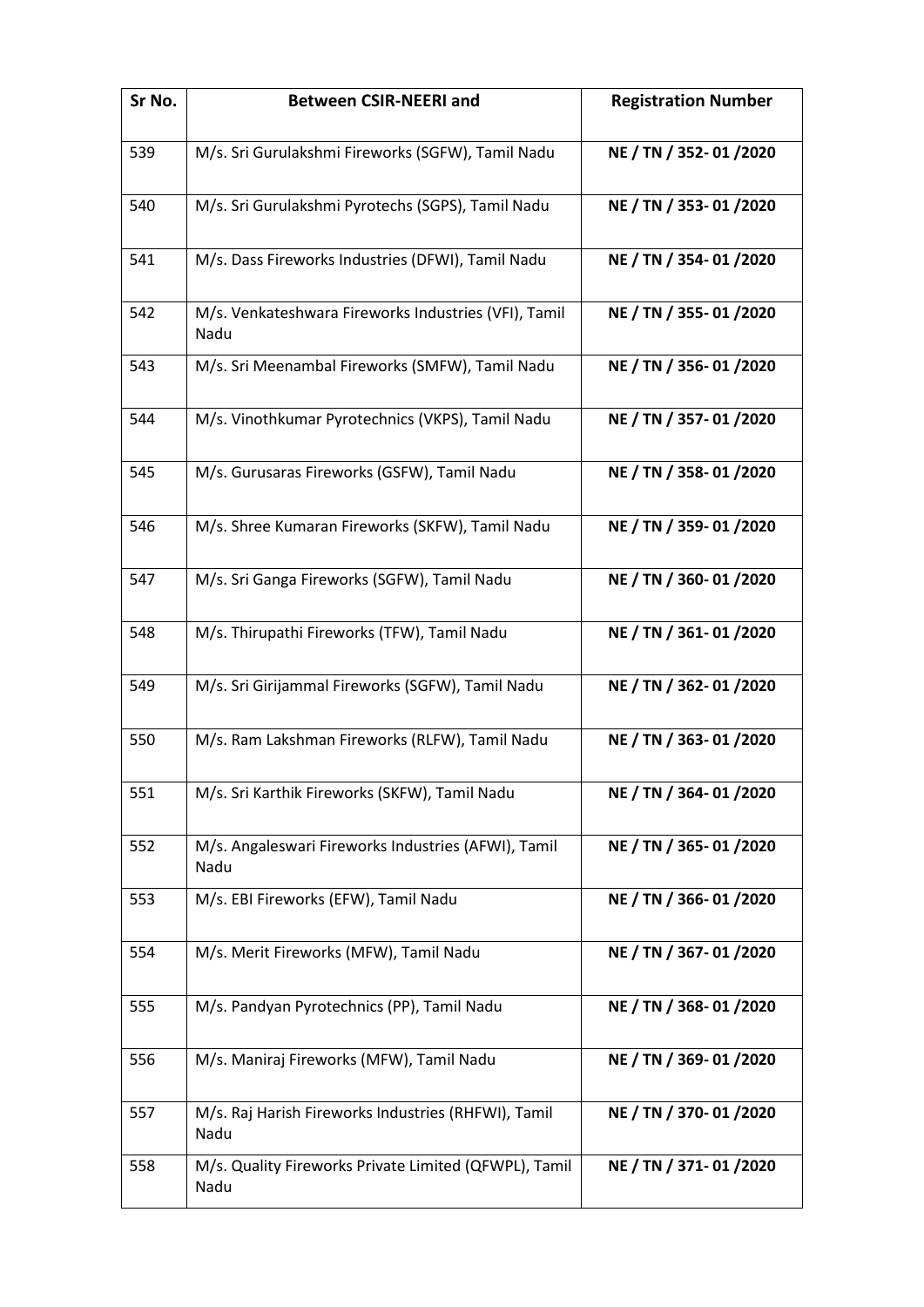| Sr No. | Between CSIR-NEERI and | Registration Number |
|---|---|---|
| 539 | M/s. Sri Gurulakshmi Fireworks (SGFW), Tamil Nadu | **NE / TN / 352- 01 /2020** |
| 540 | M/s. Sri Gurulakshmi Pyrotechs (SGPS), Tamil Nadu | **NE / TN / 353- 01 /2020** |
| 541 | M/s. Dass Fireworks Industries (DFWI), Tamil Nadu | **NE / TN / 354- 01 /2020** |
| 542 | M/s. Venkateshwara Fireworks Industries (VFI), Tamil Nadu | **NE / TN / 355- 01 /2020** |
| 543 | M/s. Sri Meenambal Fireworks (SMFW), Tamil Nadu | **NE / TN / 356- 01 /2020** |
| 544 | M/s. Vinothkumar Pyrotechnics (VKPS), Tamil Nadu | **NE / TN / 357- 01 /2020** |
| 545 | M/s. Gurusaras Fireworks (GSFW), Tamil Nadu | **NE / TN / 358- 01 /2020** |
| 546 | M/s. Shree Kumaran Fireworks (SKFW), Tamil Nadu | **NE / TN / 359- 01 /2020** |
| 547 | M/s. Sri Ganga Fireworks (SGFW), Tamil Nadu | **NE / TN / 360- 01 /2020** |
| 548 | M/s. Thirupathi Fireworks (TFW), Tamil Nadu | **NE / TN / 361- 01 /2020** |
| 549 | M/s. Sri Girijammal Fireworks (SGFW), Tamil Nadu | **NE / TN / 362- 01 /2020** |
| 550 | M/s. Ram Lakshman Fireworks (RLFW), Tamil Nadu | **NE / TN / 363- 01 /2020** |
| 551 | M/s. Sri Karthik Fireworks (SKFW), Tamil Nadu | **NE / TN / 364- 01 /2020** |
| 552 | M/s. Angaleswari Fireworks Industries (AFWI), Tamil Nadu | **NE / TN / 365- 01 /2020** |
| 553 | M/s. EBI Fireworks (EFW), Tamil Nadu | **NE / TN / 366- 01 /2020** |
| 554 | M/s. Merit Fireworks (MFW), Tamil Nadu | **NE / TN / 367- 01 /2020** |
| 555 | M/s. Pandyan Pyrotechnics (PP), Tamil Nadu | **NE / TN / 368- 01 /2020** |
| 556 | M/s. Maniraj Fireworks (MFW), Tamil Nadu | **NE / TN / 369- 01 /2020** |
| 557 | M/s. Raj Harish Fireworks Industries (RHFWI), Tamil Nadu | **NE / TN / 370- 01 /2020** |
| 558 | M/s. Quality Fireworks Private Limited (QFWPL), Tamil Nadu | **NE / TN / 371- 01 /2020** |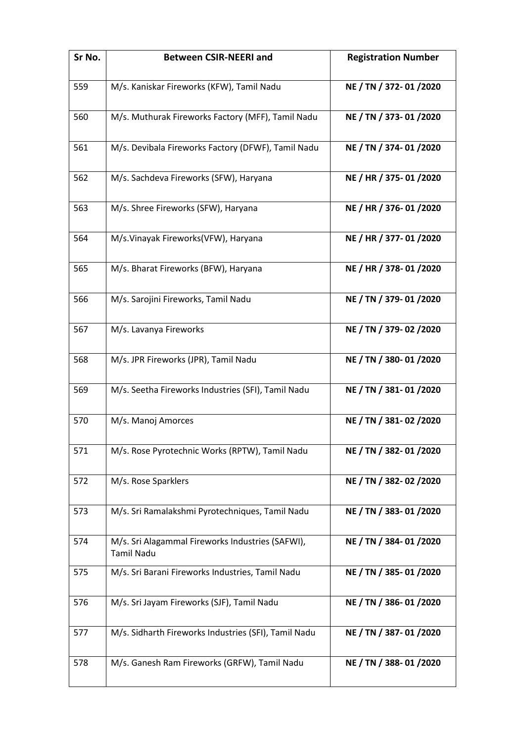| Sr No. | Between CSIR-NEERI and | Registration Number |
|---|---|---|
| 559 | M/s. Kaniskar Fireworks (KFW), Tamil Nadu | **NE / TN / 372- 01 /2020** |
| 560 | M/s. Muthurak Fireworks Factory (MFF), Tamil Nadu | **NE / TN / 373- 01 /2020** |
| 561 | M/s. Devibala Fireworks Factory (DFWF), Tamil Nadu | **NE / TN / 374- 01 /2020** |
| 562 | M/s. Sachdeva Fireworks (SFW), Haryana | **NE / HR / 375- 01 /2020** |
| 563 | M/s. Shree Fireworks (SFW), Haryana | **NE / HR / 376- 01 /2020** |
| 564 | M/s.Vinayak Fireworks(VFW), Haryana | **NE / HR / 377- 01 /2020** |
| 565 | M/s. Bharat Fireworks (BFW), Haryana | **NE / HR / 378- 01 /2020** |
| 566 | M/s. Sarojini Fireworks, Tamil Nadu | **NE / TN / 379- 01 /2020** |
| 567 | M/s. Lavanya Fireworks | **NE / TN / 379- 02 /2020** |
| 568 | M/s. JPR Fireworks (JPR), Tamil Nadu | **NE / TN / 380- 01 /2020** |
| 569 | M/s. Seetha Fireworks Industries (SFI), Tamil Nadu | **NE / TN / 381- 01 /2020** |
| 570 | M/s. Manoj Amorces | **NE / TN / 381- 02 /2020** |
| 571 | M/s. Rose Pyrotechnic Works (RPTW), Tamil Nadu | **NE / TN / 382- 01 /2020** |
| 572 | M/s. Rose Sparklers | **NE / TN / 382- 02 /2020** |
| 573 | M/s. Sri Ramalakshmi Pyrotechniques, Tamil Nadu | **NE / TN / 383- 01 /2020** |
| 574 | M/s. Sri Alagammal Fireworks Industries (SAFWI), Tamil Nadu | **NE / TN / 384- 01 /2020** |
| 575 | M/s. Sri Barani Fireworks Industries, Tamil Nadu | **NE / TN / 385- 01 /2020** |
| 576 | M/s. Sri Jayam Fireworks (SJF), Tamil Nadu | **NE / TN / 386- 01 /2020** |
| 577 | M/s. Sidharth Fireworks Industries (SFI), Tamil Nadu | **NE / TN / 387- 01 /2020** |
| 578 | M/s. Ganesh Ram Fireworks (GRFW), Tamil Nadu | **NE / TN / 388- 01 /2020** |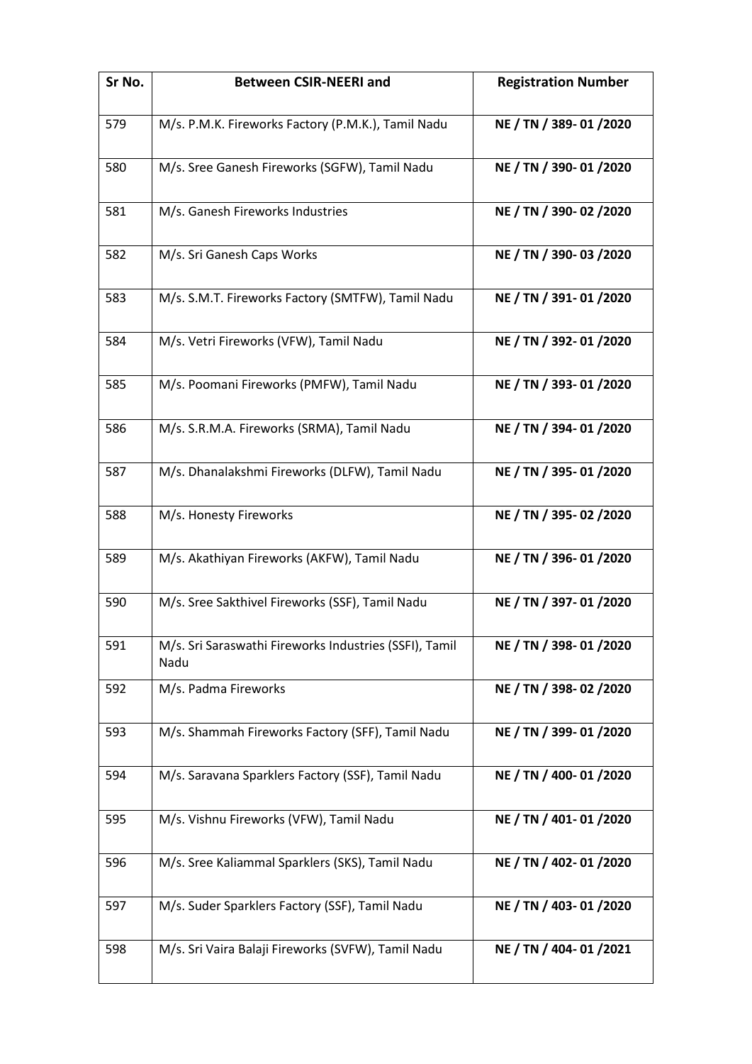| Sr No. | Between CSIR-NEERI and | Registration Number |
|---|---|---|
| 579 | M/s. P.M.K. Fireworks Factory (P.M.K.), Tamil Nadu | **NE / TN / 389- 01 /2020** |
| 580 | M/s. Sree Ganesh Fireworks (SGFW), Tamil Nadu | **NE / TN / 390- 01 /2020** |
| 581 | M/s. Ganesh Fireworks Industries | **NE / TN / 390- 02 /2020** |
| 582 | M/s. Sri Ganesh Caps Works | **NE / TN / 390- 03 /2020** |
| 583 | M/s. S.M.T. Fireworks Factory (SMTFW), Tamil Nadu | **NE / TN / 391- 01 /2020** |
| 584 | M/s. Vetri Fireworks (VFW), Tamil Nadu | **NE / TN / 392- 01 /2020** |
| 585 | M/s. Poomani Fireworks (PMFW), Tamil Nadu | **NE / TN / 393- 01 /2020** |
| 586 | M/s. S.R.M.A. Fireworks (SRMA), Tamil Nadu | **NE / TN / 394- 01 /2020** |
| 587 | M/s. Dhanalakshmi Fireworks (DLFW), Tamil Nadu | **NE / TN / 395- 01 /2020** |
| 588 | M/s. Honesty Fireworks | **NE / TN / 395- 02 /2020** |
| 589 | M/s. Akathiyan Fireworks (AKFW), Tamil Nadu | **NE / TN / 396- 01 /2020** |
| 590 | M/s. Sree Sakthivel Fireworks (SSF), Tamil Nadu | **NE / TN / 397- 01 /2020** |
| 591 | M/s. Sri Saraswathi Fireworks Industries (SSFI), Tamil Nadu | **NE / TN / 398- 01 /2020** |
| 592 | M/s. Padma Fireworks | **NE / TN / 398- 02 /2020** |
| 593 | M/s. Shammah Fireworks Factory (SFF), Tamil Nadu | **NE / TN / 399- 01 /2020** |
| 594 | M/s. Saravana Sparklers Factory (SSF), Tamil Nadu | **NE / TN / 400- 01 /2020** |
| 595 | M/s. Vishnu Fireworks (VFW), Tamil Nadu | **NE / TN / 401- 01 /2020** |
| 596 | M/s. Sree Kaliammal Sparklers (SKS), Tamil Nadu | **NE / TN / 402- 01 /2020** |
| 597 | M/s. Suder Sparklers Factory (SSF), Tamil Nadu | **NE / TN / 403- 01 /2020** |
| 598 | M/s. Sri Vaira Balaji Fireworks (SVFW), Tamil Nadu | **NE / TN / 404- 01 /2021** |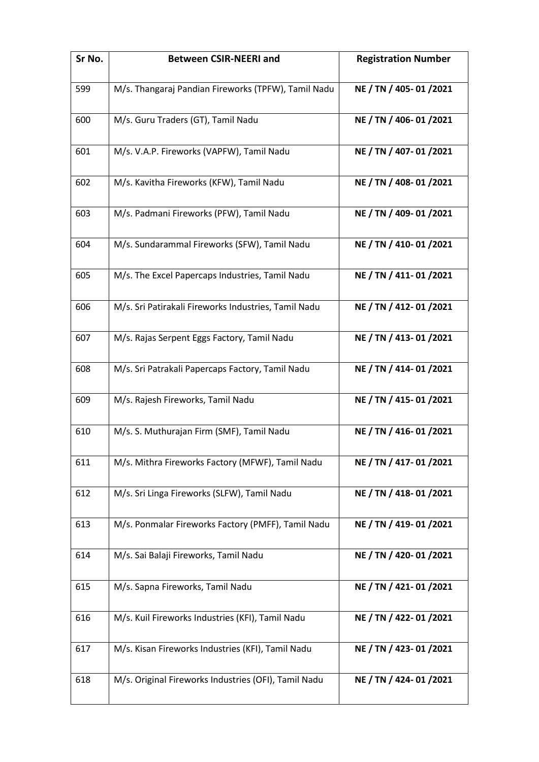| Sr No. | Between CSIR-NEERI and | Registration Number |
|---|---|---|
| 599 | M/s. Thangaraj Pandian Fireworks (TPFW), Tamil Nadu | **NE / TN / 405- 01 /2021** |
| 600 | M/s. Guru Traders (GT), Tamil Nadu | **NE / TN / 406- 01 /2021** |
| 601 | M/s. V.A.P. Fireworks (VAPFW), Tamil Nadu | **NE / TN / 407- 01 /2021** |
| 602 | M/s. Kavitha Fireworks (KFW), Tamil Nadu | **NE / TN / 408- 01 /2021** |
| 603 | M/s. Padmani Fireworks (PFW), Tamil Nadu | **NE / TN / 409- 01 /2021** |
| 604 | M/s. Sundarammal Fireworks (SFW), Tamil Nadu | **NE / TN / 410- 01 /2021** |
| 605 | M/s. The Excel Papercaps Industries, Tamil Nadu | **NE / TN / 411- 01 /2021** |
| 606 | M/s. Sri Patirakali Fireworks Industries, Tamil Nadu | **NE / TN / 412- 01 /2021** |
| 607 | M/s. Rajas Serpent Eggs Factory, Tamil Nadu | **NE / TN / 413- 01 /2021** |
| 608 | M/s. Sri Patrakali Papercaps Factory, Tamil Nadu | **NE / TN / 414- 01 /2021** |
| 609 | M/s. Rajesh Fireworks, Tamil Nadu | **NE / TN / 415- 01 /2021** |
| 610 | M/s. S. Muthurajan Firm (SMF), Tamil Nadu | **NE / TN / 416- 01 /2021** |
| 611 | M/s. Mithra Fireworks Factory (MFWF), Tamil Nadu | **NE / TN / 417- 01 /2021** |
| 612 | M/s. Sri Linga Fireworks (SLFW), Tamil Nadu | **NE / TN / 418- 01 /2021** |
| 613 | M/s. Ponmalar Fireworks Factory (PMFF), Tamil Nadu | **NE / TN / 419- 01 /2021** |
| 614 | M/s. Sai Balaji Fireworks, Tamil Nadu | **NE / TN / 420- 01 /2021** |
| 615 | M/s. Sapna Fireworks, Tamil Nadu | **NE / TN / 421- 01 /2021** |
| 616 | M/s. Kuil Fireworks Industries (KFI), Tamil Nadu | **NE / TN / 422- 01 /2021** |
| 617 | M/s. Kisan Fireworks Industries (KFI), Tamil Nadu | **NE / TN / 423- 01 /2021** |
| 618 | M/s. Original Fireworks Industries (OFI), Tamil Nadu | **NE / TN / 424- 01 /2021** |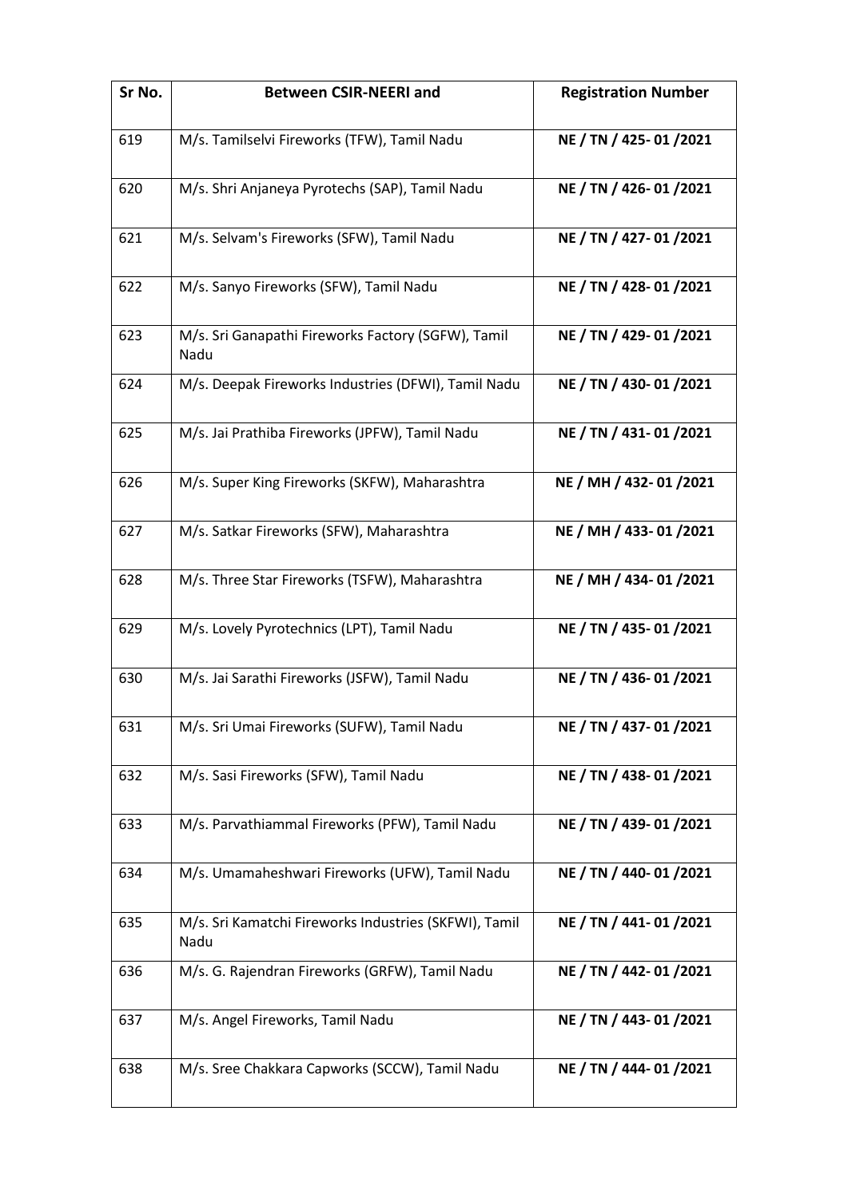| Sr No. | Between CSIR-NEERI and | Registration Number |
|---|---|---|
| 619 | M/s. Tamilselvi Fireworks (TFW), Tamil Nadu | **NE / TN / 425- 01 /2021** |
| 620 | M/s. Shri Anjaneya Pyrotechs (SAP), Tamil Nadu | **NE / TN / 426- 01 /2021** |
| 621 | M/s. Selvam's Fireworks (SFW), Tamil Nadu | **NE / TN / 427- 01 /2021** |
| 622 | M/s. Sanyo Fireworks (SFW), Tamil Nadu | **NE / TN / 428- 01 /2021** |
| 623 | M/s. Sri Ganapathi Fireworks Factory (SGFW), Tamil Nadu | **NE / TN / 429- 01 /2021** |
| 624 | M/s. Deepak Fireworks Industries (DFWI), Tamil Nadu | **NE / TN / 430- 01 /2021** |
| 625 | M/s. Jai Prathiba Fireworks (JPFW), Tamil Nadu | **NE / TN / 431- 01 /2021** |
| 626 | M/s. Super King Fireworks (SKFW), Maharashtra | **NE / MH / 432- 01 /2021** |
| 627 | M/s. Satkar Fireworks (SFW), Maharashtra | **NE / MH / 433- 01 /2021** |
| 628 | M/s. Three Star Fireworks (TSFW), Maharashtra | **NE / MH / 434- 01 /2021** |
| 629 | M/s. Lovely Pyrotechnics (LPT), Tamil Nadu | **NE / TN / 435- 01 /2021** |
| 630 | M/s. Jai Sarathi Fireworks (JSFW), Tamil Nadu | **NE / TN / 436- 01 /2021** |
| 631 | M/s. Sri Umai Fireworks (SUFW), Tamil Nadu | **NE / TN / 437- 01 /2021** |
| 632 | M/s. Sasi Fireworks (SFW), Tamil Nadu | **NE / TN / 438- 01 /2021** |
| 633 | M/s. Parvathiammal Fireworks (PFW), Tamil Nadu | **NE / TN / 439- 01 /2021** |
| 634 | M/s. Umamaheshwari Fireworks (UFW), Tamil Nadu | **NE / TN / 440- 01 /2021** |
| 635 | M/s. Sri Kamatchi Fireworks Industries (SKFWI), Tamil Nadu | **NE / TN / 441- 01 /2021** |
| 636 | M/s. G. Rajendran Fireworks (GRFW), Tamil Nadu | **NE / TN / 442- 01 /2021** |
| 637 | M/s. Angel Fireworks, Tamil Nadu | **NE / TN / 443- 01 /2021** |
| 638 | M/s. Sree Chakkara Capworks (SCCW), Tamil Nadu | **NE / TN / 444- 01 /2021** |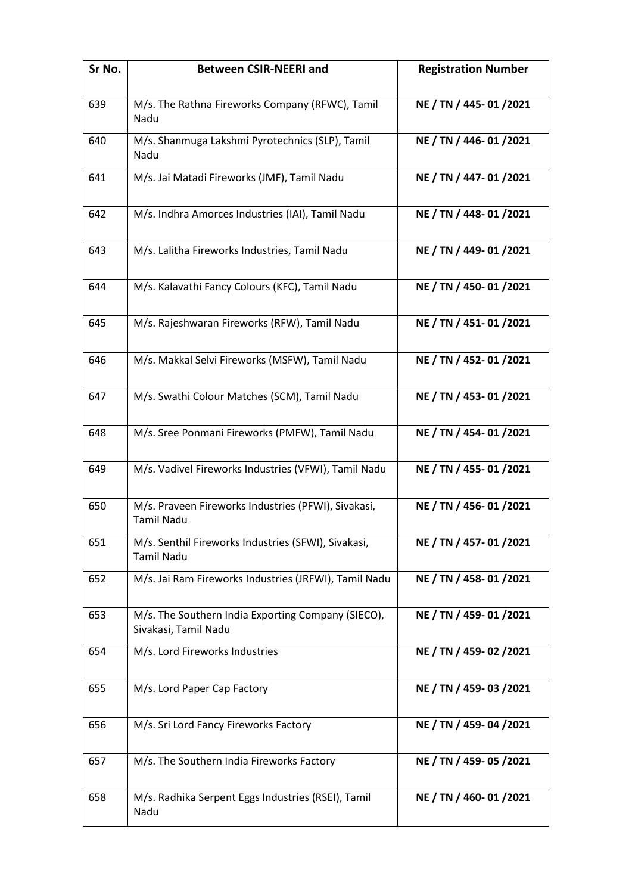| Sr No. | Between CSIR-NEERI and | Registration Number |
|---|---|---|
| 639 | M/s. The Rathna Fireworks Company (RFWC), Tamil Nadu | **NE / TN / 445- 01 /2021** |
| 640 | M/s. Shanmuga Lakshmi Pyrotechnics (SLP), Tamil Nadu | **NE / TN / 446- 01 /2021** |
| 641 | M/s. Jai Matadi Fireworks (JMF), Tamil Nadu | **NE / TN / 447- 01 /2021** |
| 642 | M/s. Indhra Amorces Industries (IAI), Tamil Nadu | **NE / TN / 448- 01 /2021** |
| 643 | M/s. Lalitha Fireworks Industries, Tamil Nadu | **NE / TN / 449- 01 /2021** |
| 644 | M/s. Kalavathi Fancy Colours (KFC), Tamil Nadu | **NE / TN / 450- 01 /2021** |
| 645 | M/s. Rajeshwaran Fireworks (RFW), Tamil Nadu | **NE / TN / 451- 01 /2021** |
| 646 | M/s. Makkal Selvi Fireworks (MSFW), Tamil Nadu | **NE / TN / 452- 01 /2021** |
| 647 | M/s. Swathi Colour Matches (SCM), Tamil Nadu | **NE / TN / 453- 01 /2021** |
| 648 | M/s. Sree Ponmani Fireworks (PMFW), Tamil Nadu | **NE / TN / 454- 01 /2021** |
| 649 | M/s. Vadivel Fireworks Industries (VFWI), Tamil Nadu | **NE / TN / 455- 01 /2021** |
| 650 | M/s. Praveen Fireworks Industries (PFWI), Sivakasi, Tamil Nadu | **NE / TN / 456- 01 /2021** |
| 651 | M/s. Senthil Fireworks Industries (SFWI), Sivakasi, Tamil Nadu | **NE / TN / 457- 01 /2021** |
| 652 | M/s. Jai Ram Fireworks Industries (JRFWI), Tamil Nadu | **NE / TN / 458- 01 /2021** |
| 653 | M/s. The Southern India Exporting Company (SIECO), Sivakasi, Tamil Nadu | **NE / TN / 459- 01 /2021** |
| 654 | M/s. Lord Fireworks Industries | **NE / TN / 459- 02 /2021** |
| 655 | M/s. Lord Paper Cap Factory | **NE / TN / 459- 03 /2021** |
| 656 | M/s. Sri Lord Fancy Fireworks Factory | **NE / TN / 459- 04 /2021** |
| 657 | M/s. The Southern India Fireworks Factory | **NE / TN / 459- 05 /2021** |
| 658 | M/s. Radhika Serpent Eggs Industries (RSEI), Tamil Nadu | **NE / TN / 460- 01 /2021** |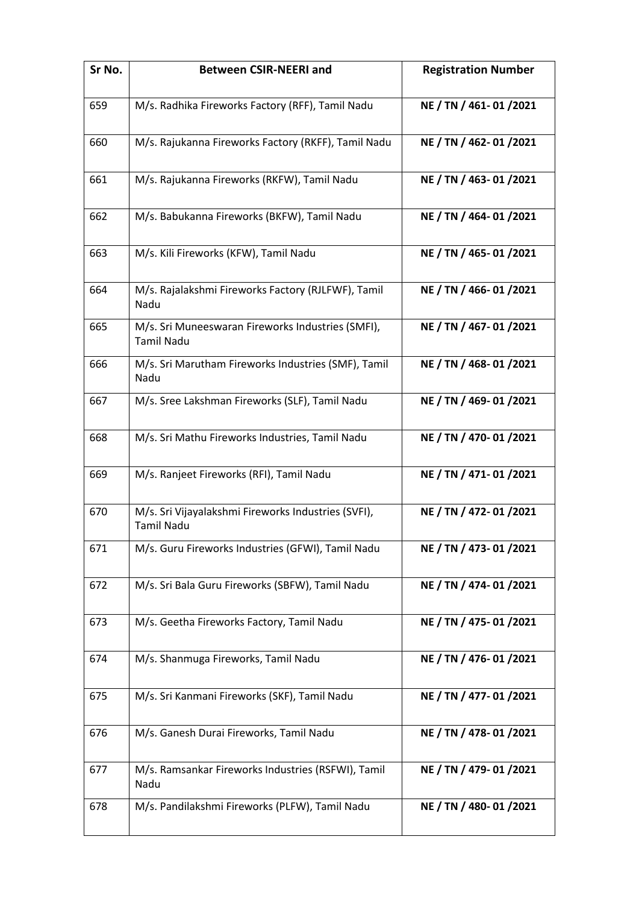| Sr No. | Between CSIR-NEERI and | Registration Number |
|---|---|---|
| 659 | M/s. Radhika Fireworks Factory (RFF), Tamil Nadu | **NE / TN / 461- 01 /2021** |
| 660 | M/s. Rajukanna Fireworks Factory (RKFF), Tamil Nadu | **NE / TN / 462- 01 /2021** |
| 661 | M/s. Rajukanna Fireworks (RKFW), Tamil Nadu | **NE / TN / 463- 01 /2021** |
| 662 | M/s. Babukanna Fireworks (BKFW), Tamil Nadu | **NE / TN / 464- 01 /2021** |
| 663 | M/s. Kili Fireworks (KFW), Tamil Nadu | **NE / TN / 465- 01 /2021** |
| 664 | M/s. Rajalakshmi Fireworks Factory (RJLFWF), Tamil Nadu | **NE / TN / 466- 01 /2021** |
| 665 | M/s. Sri Muneeswaran Fireworks Industries (SMFI), Tamil Nadu | **NE / TN / 467- 01 /2021** |
| 666 | M/s. Sri Marutham Fireworks Industries (SMF), Tamil Nadu | **NE / TN / 468- 01 /2021** |
| 667 | M/s. Sree Lakshman Fireworks (SLF), Tamil Nadu | **NE / TN / 469- 01 /2021** |
| 668 | M/s. Sri Mathu Fireworks Industries, Tamil Nadu | **NE / TN / 470- 01 /2021** |
| 669 | M/s. Ranjeet Fireworks (RFI), Tamil Nadu | **NE / TN / 471- 01 /2021** |
| 670 | M/s. Sri Vijayalakshmi Fireworks Industries (SVFI), Tamil Nadu | **NE / TN / 472- 01 /2021** |
| 671 | M/s. Guru Fireworks Industries (GFWI), Tamil Nadu | **NE / TN / 473- 01 /2021** |
| 672 | M/s. Sri Bala Guru Fireworks (SBFW), Tamil Nadu | **NE / TN / 474- 01 /2021** |
| 673 | M/s. Geetha Fireworks Factory, Tamil Nadu | **NE / TN / 475- 01 /2021** |
| 674 | M/s. Shanmuga Fireworks, Tamil Nadu | **NE / TN / 476- 01 /2021** |
| 675 | M/s. Sri Kanmani Fireworks (SKF), Tamil Nadu | **NE / TN / 477- 01 /2021** |
| 676 | M/s. Ganesh Durai Fireworks, Tamil Nadu | **NE / TN / 478- 01 /2021** |
| 677 | M/s. Ramsankar Fireworks Industries (RSFWI), Tamil Nadu | **NE / TN / 479- 01 /2021** |
| 678 | M/s. Pandilakshmi Fireworks (PLFW), Tamil Nadu | **NE / TN / 480- 01 /2021** |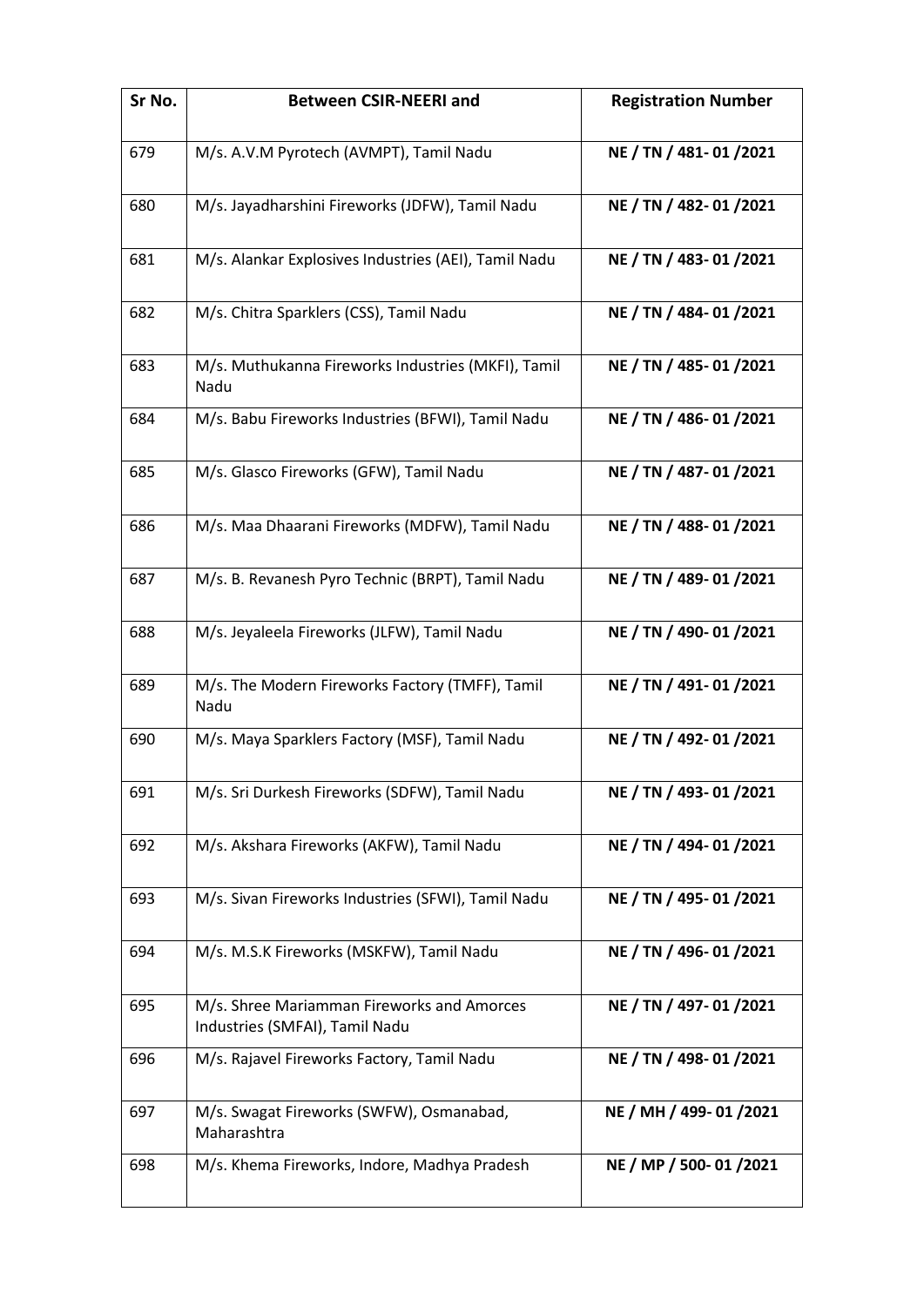| Sr No. | Between CSIR-NEERI and | Registration Number |
|---|---|---|
| 679 | M/s. A.V.M Pyrotech (AVMPT), Tamil Nadu | **NE / TN / 481- 01 /2021** |
| 680 | M/s. Jayadharshini Fireworks (JDFW), Tamil Nadu | **NE / TN / 482- 01 /2021** |
| 681 | M/s. Alankar Explosives Industries (AEI), Tamil Nadu | **NE / TN / 483- 01 /2021** |
| 682 | M/s. Chitra Sparklers (CSS), Tamil Nadu | **NE / TN / 484- 01 /2021** |
| 683 | M/s. Muthukanna Fireworks Industries (MKFI), Tamil Nadu | **NE / TN / 485- 01 /2021** |
| 684 | M/s. Babu Fireworks Industries (BFWI), Tamil Nadu | **NE / TN / 486- 01 /2021** |
| 685 | M/s. Glasco Fireworks (GFW), Tamil Nadu | **NE / TN / 487- 01 /2021** |
| 686 | M/s. Maa Dhaarani Fireworks (MDFW), Tamil Nadu | **NE / TN / 488- 01 /2021** |
| 687 | M/s. B. Revanesh Pyro Technic (BRPT), Tamil Nadu | **NE / TN / 489- 01 /2021** |
| 688 | M/s. Jeyaleela Fireworks (JLFW), Tamil Nadu | **NE / TN / 490- 01 /2021** |
| 689 | M/s. The Modern Fireworks Factory (TMFF), Tamil Nadu | **NE / TN / 491- 01 /2021** |
| 690 | M/s. Maya Sparklers Factory (MSF), Tamil Nadu | **NE / TN / 492- 01 /2021** |
| 691 | M/s. Sri Durkesh Fireworks (SDFW), Tamil Nadu | **NE / TN / 493- 01 /2021** |
| 692 | M/s. Akshara Fireworks (AKFW), Tamil Nadu | **NE / TN / 494- 01 /2021** |
| 693 | M/s. Sivan Fireworks Industries (SFWI), Tamil Nadu | **NE / TN / 495- 01 /2021** |
| 694 | M/s. M.S.K Fireworks (MSKFW), Tamil Nadu | **NE / TN / 496- 01 /2021** |
| 695 | M/s. Shree Mariamman Fireworks and Amorces Industries (SMFAI), Tamil Nadu | **NE / TN / 497- 01 /2021** |
| 696 | M/s. Rajavel Fireworks Factory, Tamil Nadu | **NE / TN / 498- 01 /2021** |
| 697 | M/s. Swagat Fireworks (SWFW), Osmanabad, Maharashtra | **NE / MH / 499- 01 /2021** |
| 698 | M/s. Khema Fireworks, Indore, Madhya Pradesh | **NE / MP / 500- 01 /2021** |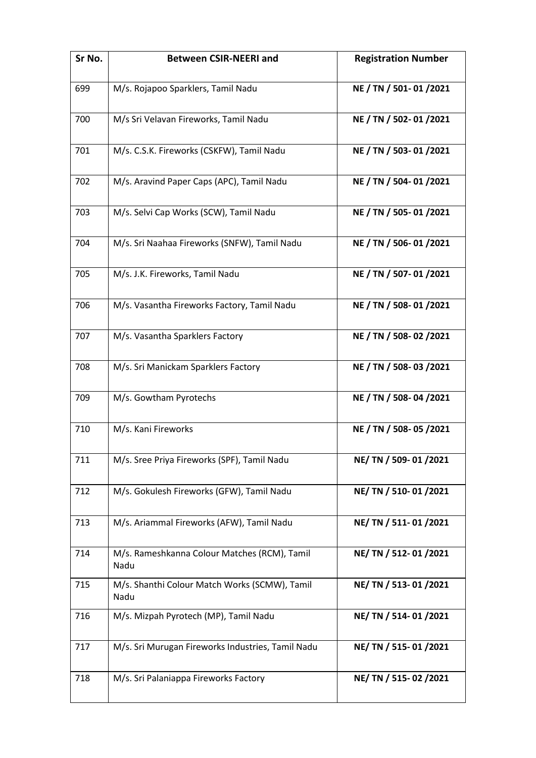| Sr No. | Between CSIR-NEERI and | Registration Number |
|---|---|---|
| 699 | M/s. Rojapoo Sparklers, Tamil Nadu | **NE / TN / 501- 01 /2021** |
| 700 | M/s Sri Velavan Fireworks, Tamil Nadu | **NE / TN / 502- 01 /2021** |
| 701 | M/s. C.S.K. Fireworks (CSKFW), Tamil Nadu | **NE / TN / 503- 01 /2021** |
| 702 | M/s. Aravind Paper Caps (APC), Tamil Nadu | **NE / TN / 504- 01 /2021** |
| 703 | M/s. Selvi Cap Works (SCW), Tamil Nadu | **NE / TN / 505- 01 /2021** |
| 704 | M/s. Sri Naahaa Fireworks (SNFW), Tamil Nadu | **NE / TN / 506- 01 /2021** |
| 705 | M/s. J.K. Fireworks, Tamil Nadu | **NE / TN / 507- 01 /2021** |
| 706 | M/s. Vasantha Fireworks Factory, Tamil Nadu | **NE / TN / 508- 01 /2021** |
| 707 | M/s. Vasantha Sparklers Factory | **NE / TN / 508- 02 /2021** |
| 708 | M/s. Sri Manickam Sparklers Factory | **NE / TN / 508- 03 /2021** |
| 709 | M/s. Gowtham Pyrotechs | **NE / TN / 508- 04 /2021** |
| 710 | M/s. Kani Fireworks | **NE / TN / 508- 05 /2021** |
| 711 | M/s. Sree Priya Fireworks (SPF), Tamil Nadu | **NE/ TN / 509- 01 /2021** |
| 712 | M/s. Gokulesh Fireworks (GFW), Tamil Nadu | **NE/ TN / 510- 01 /2021** |
| 713 | M/s. Ariammal Fireworks (AFW), Tamil Nadu | **NE/ TN / 511- 01 /2021** |
| 714 | M/s. Rameshkanna Colour Matches (RCM), Tamil Nadu | **NE/ TN / 512- 01 /2021** |
| 715 | M/s. Shanthi Colour Match Works (SCMW), Tamil Nadu | **NE/ TN / 513- 01 /2021** |
| 716 | M/s. Mizpah Pyrotech (MP), Tamil Nadu | **NE/ TN / 514- 01 /2021** |
| 717 | M/s. Sri Murugan Fireworks Industries, Tamil Nadu | **NE/ TN / 515- 01 /2021** |
| 718 | M/s. Sri Palaniappa Fireworks Factory | **NE/ TN / 515- 02 /2021** |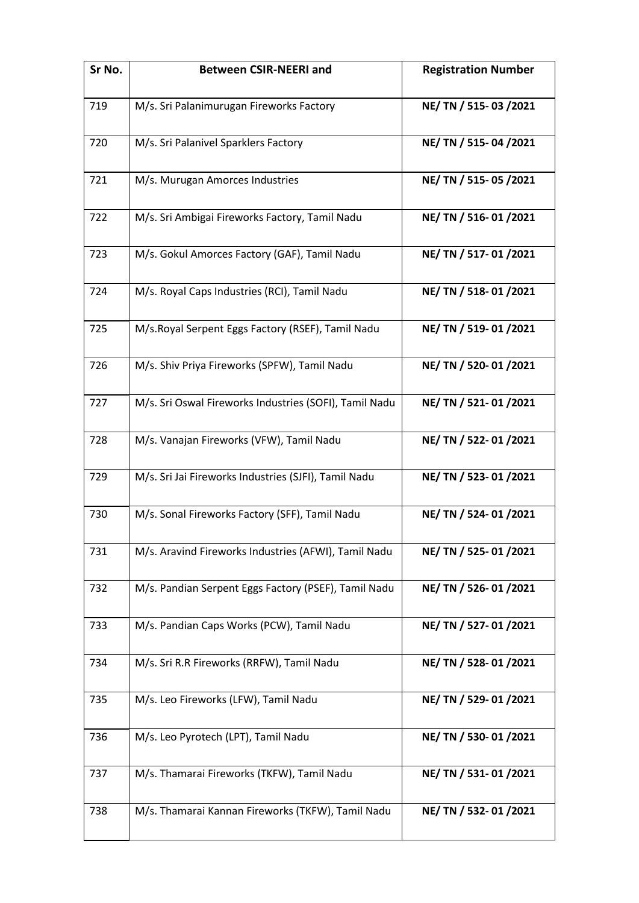| Sr No. | Between CSIR-NEERI and | Registration Number |
|---|---|---|
| 719 | M/s. Sri Palanimurugan Fireworks Factory | **NE/ TN / 515- 03 /2021** |
| 720 | M/s. Sri Palanivel Sparklers Factory | **NE/ TN / 515- 04 /2021** |
| 721 | M/s. Murugan Amorces Industries | **NE/ TN / 515- 05 /2021** |
| 722 | M/s. Sri Ambigai Fireworks Factory, Tamil Nadu | **NE/ TN / 516- 01 /2021** |
| 723 | M/s. Gokul Amorces Factory (GAF), Tamil Nadu | **NE/ TN / 517- 01 /2021** |
| 724 | M/s. Royal Caps Industries (RCI), Tamil Nadu | **NE/ TN / 518- 01 /2021** |
| 725 | M/s.Royal Serpent Eggs Factory (RSEF), Tamil Nadu | **NE/ TN / 519- 01 /2021** |
| 726 | M/s. Shiv Priya Fireworks (SPFW), Tamil Nadu | **NE/ TN / 520- 01 /2021** |
| 727 | M/s. Sri Oswal Fireworks Industries (SOFI), Tamil Nadu | **NE/ TN / 521- 01 /2021** |
| 728 | M/s. Vanajan Fireworks (VFW), Tamil Nadu | **NE/ TN / 522- 01 /2021** |
| 729 | M/s. Sri Jai Fireworks Industries (SJFI), Tamil Nadu | **NE/ TN / 523- 01 /2021** |
| 730 | M/s. Sonal Fireworks Factory (SFF), Tamil Nadu | **NE/ TN / 524- 01 /2021** |
| 731 | M/s. Aravind Fireworks Industries (AFWI), Tamil Nadu | **NE/ TN / 525- 01 /2021** |
| 732 | M/s. Pandian Serpent Eggs Factory (PSEF), Tamil Nadu | **NE/ TN / 526- 01 /2021** |
| 733 | M/s. Pandian Caps Works (PCW), Tamil Nadu | **NE/ TN / 527- 01 /2021** |
| 734 | M/s. Sri R.R Fireworks (RRFW), Tamil Nadu | **NE/ TN / 528- 01 /2021** |
| 735 | M/s. Leo Fireworks (LFW), Tamil Nadu | **NE/ TN / 529- 01 /2021** |
| 736 | M/s. Leo Pyrotech (LPT), Tamil Nadu | **NE/ TN / 530- 01 /2021** |
| 737 | M/s. Thamarai Fireworks (TKFW), Tamil Nadu | **NE/ TN / 531- 01 /2021** |
| 738 | M/s. Thamarai Kannan Fireworks (TKFW), Tamil Nadu | **NE/ TN / 532- 01 /2021** |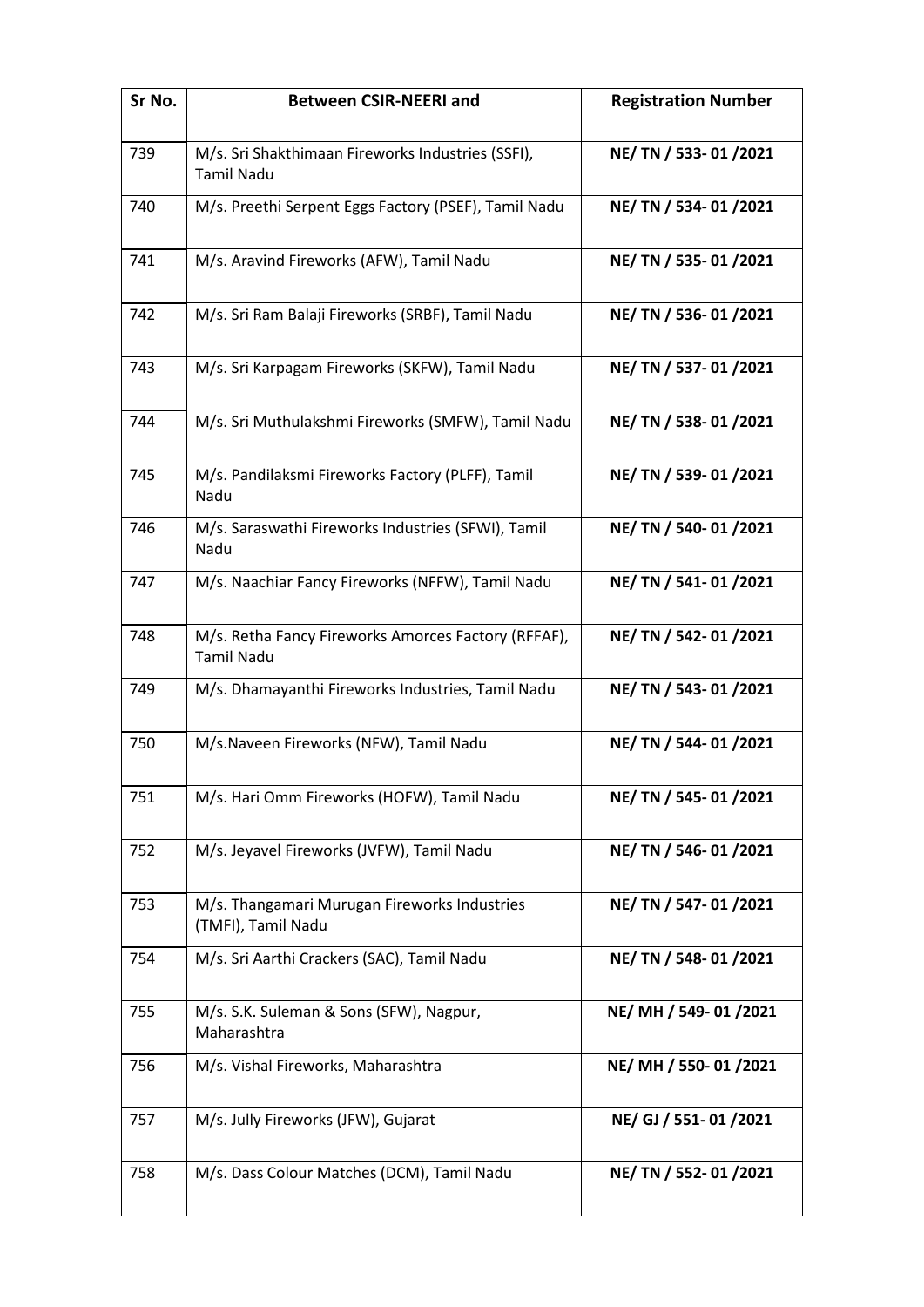| Sr No. | Between CSIR-NEERI and | Registration Number |
|---|---|---|
| 739 | M/s. Sri Shakthimaan Fireworks Industries (SSFI), Tamil Nadu | **NE/ TN / 533- 01 /2021** |
| 740 | M/s. Preethi Serpent Eggs Factory (PSEF), Tamil Nadu | **NE/ TN / 534- 01 /2021** |
| 741 | M/s. Aravind Fireworks (AFW), Tamil Nadu | **NE/ TN / 535- 01 /2021** |
| 742 | M/s. Sri Ram Balaji Fireworks (SRBF), Tamil Nadu | **NE/ TN / 536- 01 /2021** |
| 743 | M/s. Sri Karpagam Fireworks (SKFW), Tamil Nadu | **NE/ TN / 537- 01 /2021** |
| 744 | M/s. Sri Muthulakshmi Fireworks (SMFW), Tamil Nadu | **NE/ TN / 538- 01 /2021** |
| 745 | M/s. Pandilaksmi Fireworks Factory (PLFF), Tamil Nadu | **NE/ TN / 539- 01 /2021** |
| 746 | M/s. Saraswathi Fireworks Industries (SFWI), Tamil Nadu | **NE/ TN / 540- 01 /2021** |
| 747 | M/s. Naachiar Fancy Fireworks (NFFW), Tamil Nadu | **NE/ TN / 541- 01 /2021** |
| 748 | M/s. Retha Fancy Fireworks Amorces Factory (RFFAF), Tamil Nadu | **NE/ TN / 542- 01 /2021** |
| 749 | M/s. Dhamayanthi Fireworks Industries, Tamil Nadu | **NE/ TN / 543- 01 /2021** |
| 750 | M/s.Naveen Fireworks (NFW), Tamil Nadu | **NE/ TN / 544- 01 /2021** |
| 751 | M/s. Hari Omm Fireworks (HOFW), Tamil Nadu | **NE/ TN / 545- 01 /2021** |
| 752 | M/s. Jeyavel Fireworks (JVFW), Tamil Nadu | **NE/ TN / 546- 01 /2021** |
| 753 | M/s. Thangamari Murugan Fireworks Industries (TMFI), Tamil Nadu | **NE/ TN / 547- 01 /2021** |
| 754 | M/s. Sri Aarthi Crackers (SAC), Tamil Nadu | **NE/ TN / 548- 01 /2021** |
| 755 | M/s. S.K. Suleman & Sons (SFW), Nagpur, Maharashtra | **NE/ MH / 549- 01 /2021** |
| 756 | M/s. Vishal Fireworks, Maharashtra | **NE/ MH / 550- 01 /2021** |
| 757 | M/s. Jully Fireworks (JFW), Gujarat | **NE/ GJ / 551- 01 /2021** |
| 758 | M/s. Dass Colour Matches (DCM), Tamil Nadu | **NE/ TN / 552- 01 /2021** |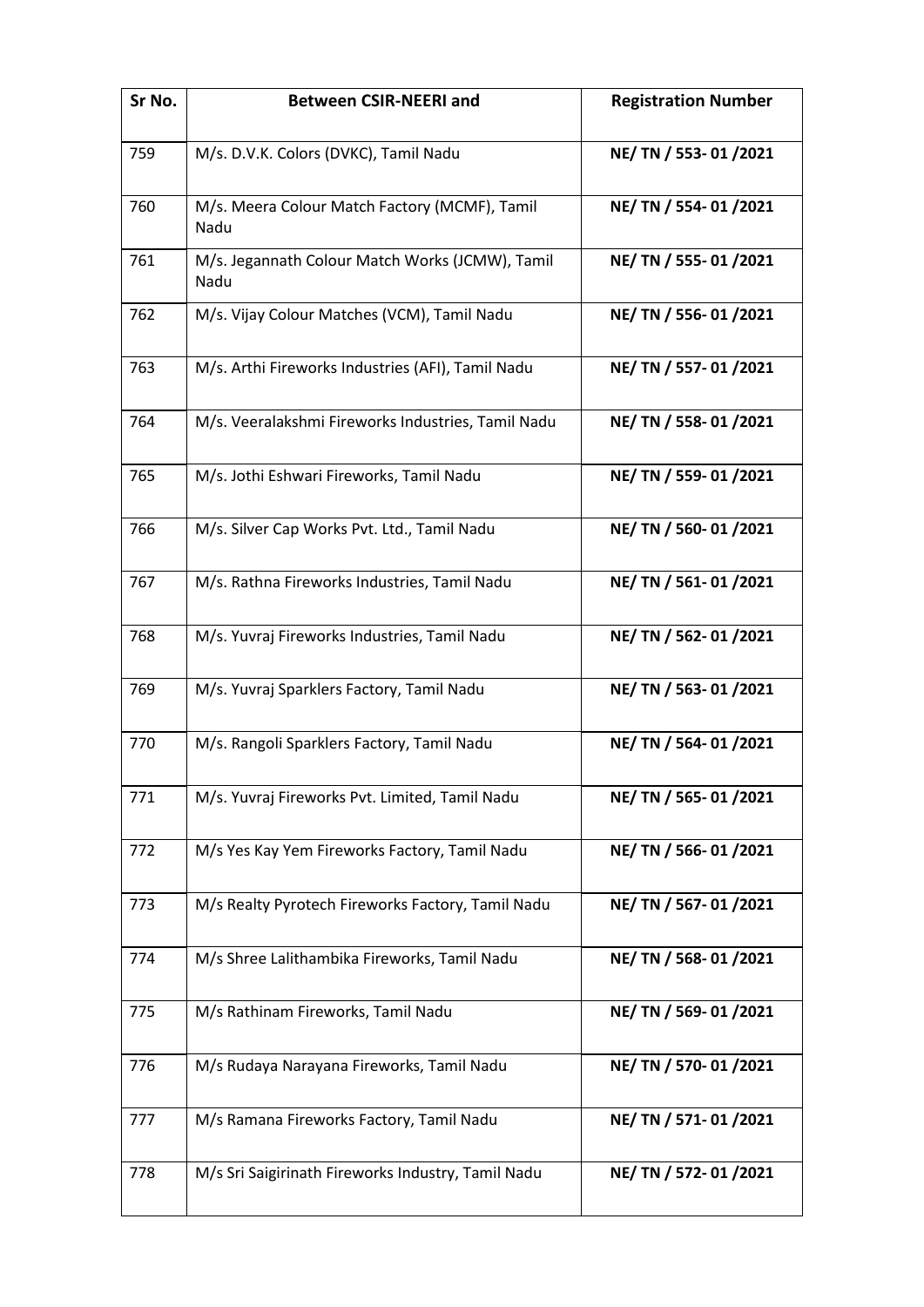| Sr No. | Between CSIR-NEERI and | Registration Number |
|---|---|---|
| 759 | M/s. D.V.K. Colors (DVKC), Tamil Nadu | **NE/ TN / 553- 01 /2021** |
| 760 | M/s. Meera Colour Match Factory (MCMF), Tamil Nadu | **NE/ TN / 554- 01 /2021** |
| 761 | M/s. Jegannath Colour Match Works (JCMW), Tamil Nadu | **NE/ TN / 555- 01 /2021** |
| 762 | M/s. Vijay Colour Matches (VCM), Tamil Nadu | **NE/ TN / 556- 01 /2021** |
| 763 | M/s. Arthi Fireworks Industries (AFI), Tamil Nadu | **NE/ TN / 557- 01 /2021** |
| 764 | M/s. Veeralakshmi Fireworks Industries, Tamil Nadu | **NE/ TN / 558- 01 /2021** |
| 765 | M/s. Jothi Eshwari Fireworks, Tamil Nadu | **NE/ TN / 559- 01 /2021** |
| 766 | M/s. Silver Cap Works Pvt. Ltd., Tamil Nadu | **NE/ TN / 560- 01 /2021** |
| 767 | M/s. Rathna Fireworks Industries, Tamil Nadu | **NE/ TN / 561- 01 /2021** |
| 768 | M/s. Yuvraj Fireworks Industries, Tamil Nadu | **NE/ TN / 562- 01 /2021** |
| 769 | M/s. Yuvraj Sparklers Factory, Tamil Nadu | **NE/ TN / 563- 01 /2021** |
| 770 | M/s. Rangoli Sparklers Factory, Tamil Nadu | **NE/ TN / 564- 01 /2021** |
| 771 | M/s. Yuvraj Fireworks Pvt. Limited, Tamil Nadu | **NE/ TN / 565- 01 /2021** |
| 772 | M/s Yes Kay Yem Fireworks Factory, Tamil Nadu | **NE/ TN / 566- 01 /2021** |
| 773 | M/s Realty Pyrotech Fireworks Factory, Tamil Nadu | **NE/ TN / 567- 01 /2021** |
| 774 | M/s Shree Lalithambika Fireworks, Tamil Nadu | **NE/ TN / 568- 01 /2021** |
| 775 | M/s Rathinam Fireworks, Tamil Nadu | **NE/ TN / 569- 01 /2021** |
| 776 | M/s Rudaya Narayana Fireworks, Tamil Nadu | **NE/ TN / 570- 01 /2021** |
| 777 | M/s Ramana Fireworks Factory, Tamil Nadu | **NE/ TN / 571- 01 /2021** |
| 778 | M/s Sri Saigirinath Fireworks Industry, Tamil Nadu | **NE/ TN / 572- 01 /2021** |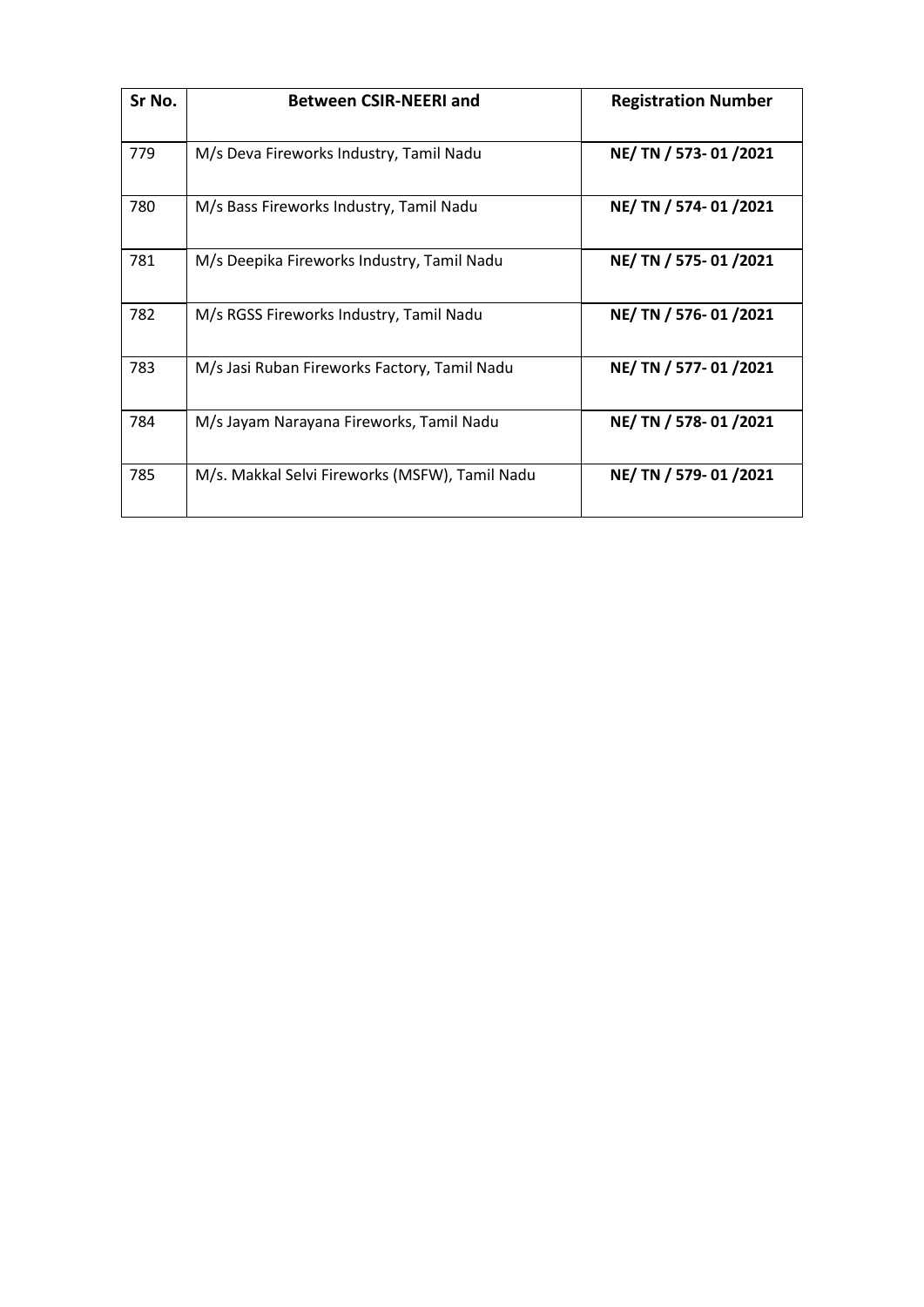| Sr No. | Between CSIR-NEERI and | Registration Number |
|---|---|---|
| 779 | M/s Deva Fireworks Industry, Tamil Nadu | **NE/ TN / 573- 01 /2021** |
| 780 | M/s Bass Fireworks Industry, Tamil Nadu | **NE/ TN / 574- 01 /2021** |
| 781 | M/s Deepika Fireworks Industry, Tamil Nadu | **NE/ TN / 575- 01 /2021** |
| 782 | M/s RGSS Fireworks Industry, Tamil Nadu | **NE/ TN / 576- 01 /2021** |
| 783 | M/s Jasi Ruban Fireworks Factory, Tamil Nadu | **NE/ TN / 577- 01 /2021** |
| 784 | M/s Jayam Narayana Fireworks, Tamil Nadu | **NE/ TN / 578- 01 /2021** |
| 785 | M/s. Makkal Selvi Fireworks (MSFW), Tamil Nadu | **NE/ TN / 579- 01 /2021** |